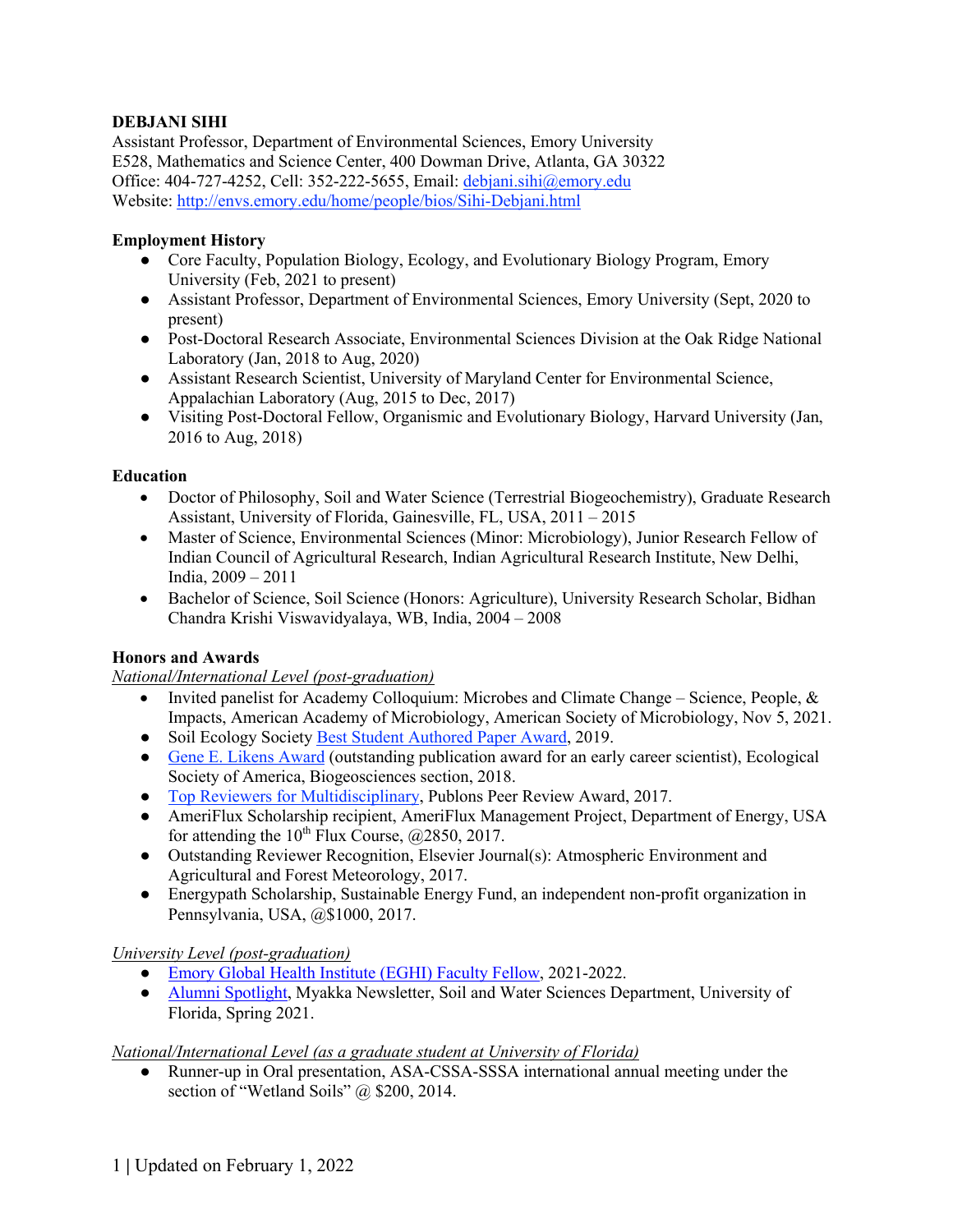**DEBJANI SIHI**
Assistant Professor, Department of Environmental Sciences, Emory University
E528, Mathematics and Science Center, 400 Dowman Drive, Atlanta, GA 30322
Office: 404-727-4252, Cell: 352-222-5655, Email: debjani.sihi@emory.edu
Website: http://envs.emory.edu/home/people/bios/Sihi-Debjani.html

## Employment History

- Core Faculty, Population Biology, Ecology, and Evolutionary Biology Program, Emory University (Feb, 2021 to present)
- Assistant Professor, Department of Environmental Sciences, Emory University (Sept, 2020 to present)
- Post-Doctoral Research Associate, Environmental Sciences Division at the Oak Ridge National Laboratory (Jan, 2018 to Aug, 2020)
- Assistant Research Scientist, University of Maryland Center for Environmental Science, Appalachian Laboratory (Aug, 2015 to Dec, 2017)
- Visiting Post-Doctoral Fellow, Organismic and Evolutionary Biology, Harvard University (Jan, 2016 to Aug, 2018)

## Education

- Doctor of Philosophy, Soil and Water Science (Terrestrial Biogeochemistry), Graduate Research Assistant, University of Florida, Gainesville, FL, USA, 2011 – 2015
- Master of Science, Environmental Sciences (Minor: Microbiology), Junior Research Fellow of Indian Council of Agricultural Research, Indian Agricultural Research Institute, New Delhi, India, 2009 – 2011
- Bachelor of Science, Soil Science (Honors: Agriculture), University Research Scholar, Bidhan Chandra Krishi Viswavidyalaya, WB, India, 2004 – 2008

## Honors and Awards

*National/International Level (post-graduation)*

- Invited panelist for Academy Colloquium: Microbes and Climate Change – Science, People, & Impacts, American Academy of Microbiology, American Society of Microbiology, Nov 5, 2021.
- Soil Ecology Society Best Student Authored Paper Award, 2019.
- Gene E. Likens Award (outstanding publication award for an early career scientist), Ecological Society of America, Biogeosciences section, 2018.
- Top Reviewers for Multidisciplinary, Publons Peer Review Award, 2017.
- AmeriFlux Scholarship recipient, AmeriFlux Management Project, Department of Energy, USA for attending the 10th Flux Course, @2850, 2017.
- Outstanding Reviewer Recognition, Elsevier Journal(s): Atmospheric Environment and Agricultural and Forest Meteorology, 2017.
- Energypath Scholarship, Sustainable Energy Fund, an independent non-profit organization in Pennsylvania, USA, @$1000, 2017.

*University Level (post-graduation)*

- Emory Global Health Institute (EGHI) Faculty Fellow, 2021-2022.
- Alumni Spotlight, Myakka Newsletter, Soil and Water Sciences Department, University of Florida, Spring 2021.

*National/International Level (as a graduate student at University of Florida)*

- Runner-up in Oral presentation, ASA-CSSA-SSSA international annual meeting under the section of "Wetland Soils" @ $200, 2014.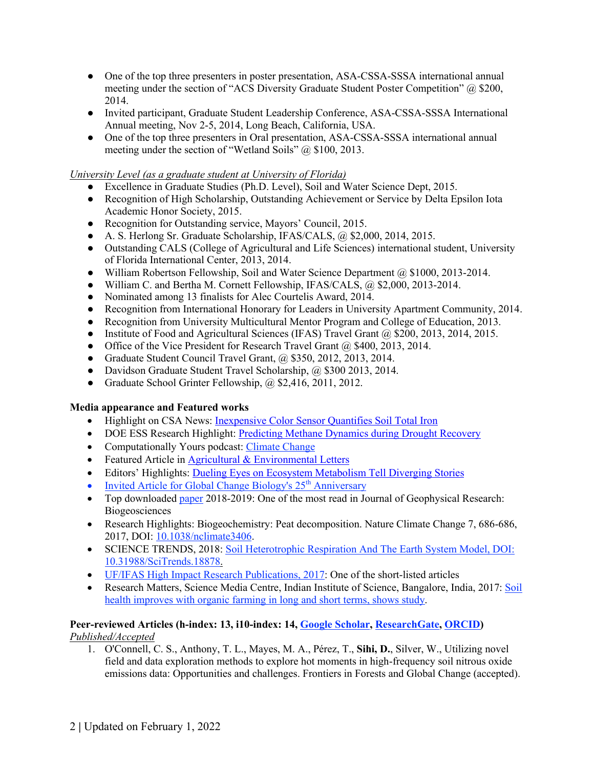- One of the top three presenters in poster presentation, ASA-CSSA-SSSA international annual meeting under the section of "ACS Diversity Graduate Student Poster Competition" @ $200, 2014.
- Invited participant, Graduate Student Leadership Conference, ASA-CSSA-SSSA International Annual meeting, Nov 2-5, 2014, Long Beach, California, USA.
- One of the top three presenters in Oral presentation, ASA-CSSA-SSSA international annual meeting under the section of "Wetland Soils" @ $100, 2013.

*University Level (as a graduate student at University of Florida)*

- Excellence in Graduate Studies (Ph.D. Level), Soil and Water Science Dept, 2015.
- Recognition of High Scholarship, Outstanding Achievement or Service by Delta Epsilon Iota Academic Honor Society, 2015.
- Recognition for Outstanding service, Mayors' Council, 2015.
- A. S. Herlong Sr. Graduate Scholarship, IFAS/CALS, @ $2,000, 2014, 2015.
- Outstanding CALS (College of Agricultural and Life Sciences) international student, University of Florida International Center, 2013, 2014.
- William Robertson Fellowship, Soil and Water Science Department @ $1000, 2013-2014.
- William C. and Bertha M. Cornett Fellowship, IFAS/CALS, @ $2,000, 2013-2014.
- Nominated among 13 finalists for Alec Courtelis Award, 2014.
- Recognition from International Honorary for Leaders in University Apartment Community, 2014.
- Recognition from University Multicultural Mentor Program and College of Education, 2013.
- Institute of Food and Agricultural Sciences (IFAS) Travel Grant @ $200, 2013, 2014, 2015.
- Office of the Vice President for Research Travel Grant @ $400, 2013, 2014.
- Graduate Student Council Travel Grant, @ $350, 2012, 2013, 2014.
- Davidson Graduate Student Travel Scholarship, @ $300 2013, 2014.
- Graduate School Grinter Fellowship, @ $2,416, 2011, 2012.

**Media appearance and Featured works**

- Highlight on CSA News: Inexpensive Color Sensor Quantifies Soil Total Iron
- DOE ESS Research Highlight: Predicting Methane Dynamics during Drought Recovery
- Computationally Yours podcast: Climate Change
- Featured Article in Agricultural & Environmental Letters
- Editors' Highlights: Dueling Eyes on Ecosystem Metabolism Tell Diverging Stories
- Invited Article for Global Change Biology's 25th Anniversary
- Top downloaded paper 2018-2019: One of the most read in Journal of Geophysical Research: Biogeosciences
- Research Highlights: Biogeochemistry: Peat decomposition. Nature Climate Change 7, 686-686, 2017, DOI: 10.1038/nclimate3406.
- SCIENCE TRENDS, 2018: Soil Heterotrophic Respiration And The Earth System Model, DOI: 10.31988/SciTrends.18878.
- UF/IFAS High Impact Research Publications, 2017: One of the short-listed articles
- Research Matters, Science Media Centre, Indian Institute of Science, Bangalore, India, 2017: Soil health improves with organic farming in long and short terms, shows study.

**Peer-reviewed Articles (h-index: 13, i10-index: 14, Google Scholar, ResearchGate, ORCID)**

*Published/Accepted*

1. O'Connell, C. S., Anthony, T. L., Mayes, M. A., Pérez, T., **Sihi, D.**, Silver, W., Utilizing novel field and data exploration methods to explore hot moments in high-frequency soil nitrous oxide emissions data: Opportunities and challenges. Frontiers in Forests and Global Change (accepted).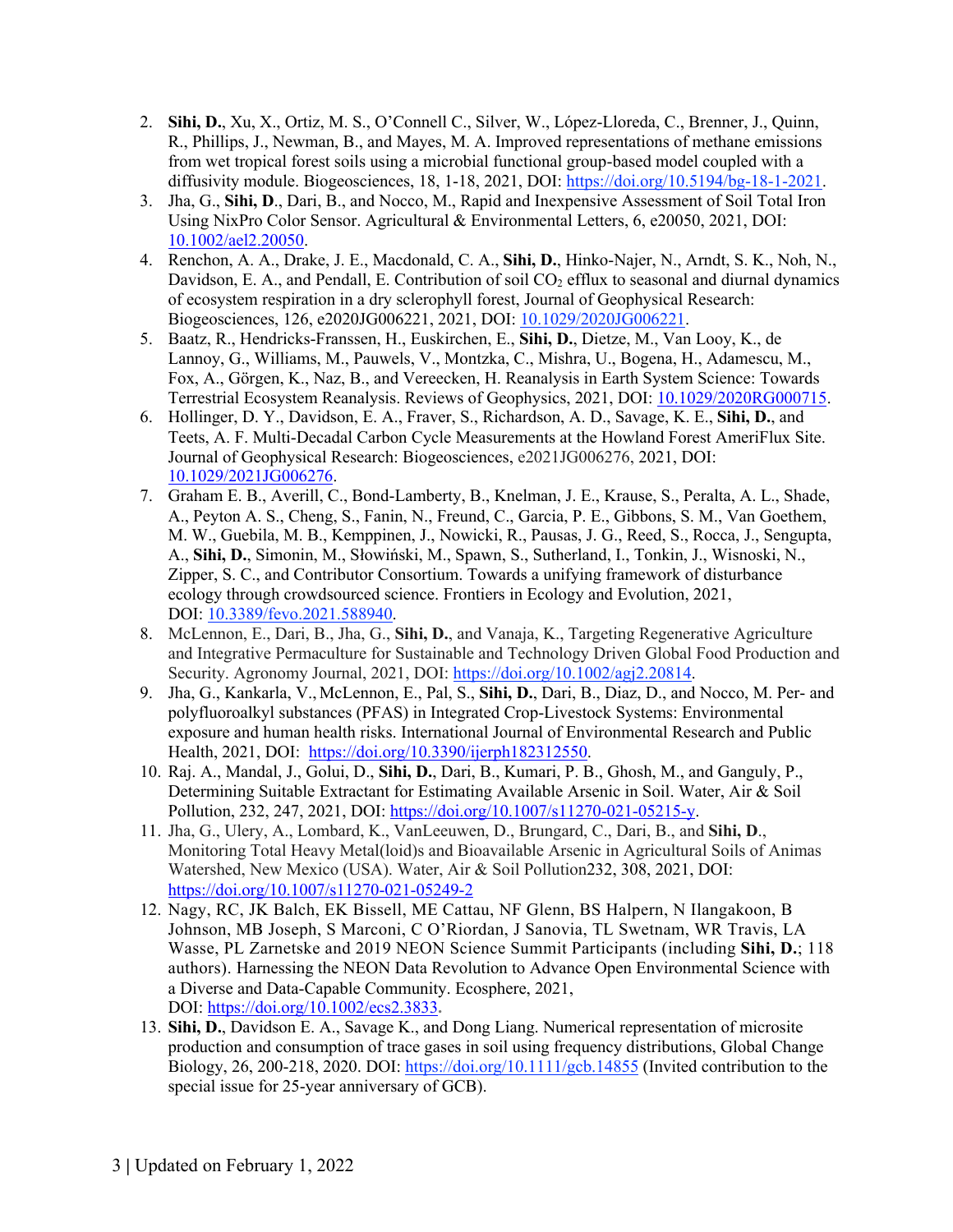2. **Sihi, D.**, Xu, X., Ortiz, M. S., O'Connell C., Silver, W., López-Lloreda, C., Brenner, J., Quinn, R., Phillips, J., Newman, B., and Mayes, M. A. Improved representations of methane emissions from wet tropical forest soils using a microbial functional group-based model coupled with a diffusivity module. Biogeosciences, 18, 1-18, 2021, DOI: https://doi.org/10.5194/bg-18-1-2021.
3. Jha, G., **Sihi, D**., Dari, B., and Nocco, M., Rapid and Inexpensive Assessment of Soil Total Iron Using NixPro Color Sensor. Agricultural & Environmental Letters, 6, e20050, 2021, DOI: 10.1002/ael2.20050.
4. Renchon, A. A., Drake, J. E., Macdonald, C. A., **Sihi, D.**, Hinko-Najer, N., Arndt, S. K., Noh, N., Davidson, E. A., and Pendall, E. Contribution of soil $CO_2$ efflux to seasonal and diurnal dynamics of ecosystem respiration in a dry sclerophyll forest, Journal of Geophysical Research: Biogeosciences, 126, e2020JG006221, 2021, DOI: 10.1029/2020JG006221.
5. Baatz, R., Hendricks-Franssen, H., Euskirchen, E., **Sihi, D.**, Dietze, M., Van Looy, K., de Lannoy, G., Williams, M., Pauwels, V., Montzka, C., Mishra, U., Bogena, H., Adamescu, M., Fox, A., Görgen, K., Naz, B., and Vereecken, H. Reanalysis in Earth System Science: Towards Terrestrial Ecosystem Reanalysis. Reviews of Geophysics, 2021, DOI: 10.1029/2020RG000715.
6. Hollinger, D. Y., Davidson, E. A., Fraver, S., Richardson, A. D., Savage, K. E., **Sihi, D.**, and Teets, A. F. Multi-Decadal Carbon Cycle Measurements at the Howland Forest AmeriFlux Site. Journal of Geophysical Research: Biogeosciences, e2021JG006276, 2021, DOI: 10.1029/2021JG006276.
7. Graham E. B., Averill, C., Bond-Lamberty, B., Knelman, J. E., Krause, S., Peralta, A. L., Shade, A., Peyton A. S., Cheng, S., Fanin, N., Freund, C., Garcia, P. E., Gibbons, S. M., Van Goethem, M. W., Guebila, M. B., Kemppinen, J., Nowicki, R., Pausas, J. G., Reed, S., Rocca, J., Sengupta, A., **Sihi, D.**, Simonin, M., Słowiński, M., Spawn, S., Sutherland, I., Tonkin, J., Wisnoski, N., Zipper, S. C., and Contributor Consortium. Towards a unifying framework of disturbance ecology through crowdsourced science. Frontiers in Ecology and Evolution, 2021, DOI: 10.3389/fevo.2021.588940.
8. McLennon, E., Dari, B., Jha, G., **Sihi, D.**, and Vanaja, K., Targeting Regenerative Agriculture and Integrative Permaculture for Sustainable and Technology Driven Global Food Production and Security. Agronomy Journal, 2021, DOI: https://doi.org/10.1002/agj2.20814.
9. Jha, G., Kankarla, V., McLennon, E., Pal, S., **Sihi, D.**, Dari, B., Diaz, D., and Nocco, M. Per- and polyfluoroalkyl substances (PFAS) in Integrated Crop-Livestock Systems: Environmental exposure and human health risks. International Journal of Environmental Research and Public Health, 2021, DOI: https://doi.org/10.3390/ijerph182312550.
10. Raj. A., Mandal, J., Golui, D., **Sihi, D.**, Dari, B., Kumari, P. B., Ghosh, M., and Ganguly, P., Determining Suitable Extractant for Estimating Available Arsenic in Soil. Water, Air & Soil Pollution, 232, 247, 2021, DOI: https://doi.org/10.1007/s11270-021-05215-y.
11. Jha, G., Ulery, A., Lombard, K., VanLeeuwen, D., Brungard, C., Dari, B., and **Sihi, D**., Monitoring Total Heavy Metal(loid)s and Bioavailable Arsenic in Agricultural Soils of Animas Watershed, New Mexico (USA). Water, Air & Soil Pollution232, 308, 2021, DOI: https://doi.org/10.1007/s11270-021-05249-2
12. Nagy, RC, JK Balch, EK Bissell, ME Cattau, NF Glenn, BS Halpern, N Ilangakoon, B Johnson, MB Joseph, S Marconi, C O'Riordan, J Sanovia, TL Swetnam, WR Travis, LA Wasse, PL Zarnetske and 2019 NEON Science Summit Participants (including **Sihi, D.**; 118 authors). Harnessing the NEON Data Revolution to Advance Open Environmental Science with a Diverse and Data-Capable Community. Ecosphere, 2021, DOI: https://doi.org/10.1002/ecs2.3833.
13. **Sihi, D.**, Davidson E. A., Savage K., and Dong Liang. Numerical representation of microsite production and consumption of trace gases in soil using frequency distributions, Global Change Biology, 26, 200-218, 2020. DOI: https://doi.org/10.1111/gcb.14855 (Invited contribution to the special issue for 25-year anniversary of GCB).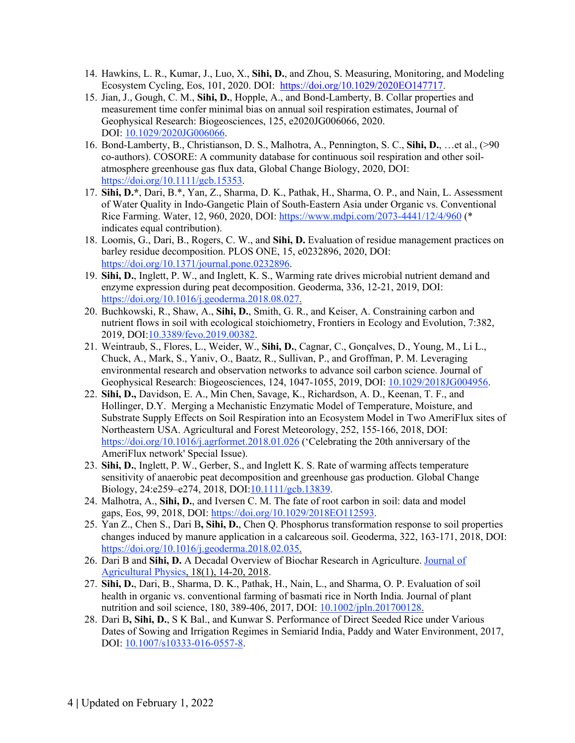14. Hawkins, L. R., Kumar, J., Luo, X., **Sihi, D.**, and Zhou, S. Measuring, Monitoring, and Modeling Ecosystem Cycling, Eos, 101, 2020. DOI: https://doi.org/10.1029/2020EO147717.
15. Jian, J., Gough, C. M., **Sihi, D.**, Hopple, A., and Bond-Lamberty, B. Collar properties and measurement time confer minimal bias on annual soil respiration estimates, Journal of Geophysical Research: Biogeosciences, 125, e2020JG006066, 2020. DOI: 10.1029/2020JG006066.
16. Bond-Lamberty, B., Christianson, D. S., Malhotra, A., Pennington, S. C., **Sihi, D.**, …et al., (>90 co-authors). COSORE: A community database for continuous soil respiration and other soil-atmosphere greenhouse gas flux data, Global Change Biology, 2020, DOI: https://doi.org/10.1111/gcb.15353.
17. **Sihi, D.***, Dari, B.*, Yan, Z., Sharma, D. K., Pathak, H., Sharma, O. P., and Nain, L. Assessment of Water Quality in Indo-Gangetic Plain of South-Eastern Asia under Organic vs. Conventional Rice Farming. Water, 12, 960, 2020, DOI: https://www.mdpi.com/2073-4441/12/4/960 (* indicates equal contribution).
18. Loomis, G., Dari, B., Rogers, C. W., and **Sihi, D.** Evaluation of residue management practices on barley residue decomposition. PLOS ONE, 15, e0232896, 2020, DOI: https://doi.org/10.1371/journal.pone.0232896.
19. **Sihi, D.**, Inglett, P. W., and Inglett, K. S., Warming rate drives microbial nutrient demand and enzyme expression during peat decomposition. Geoderma, 336, 12-21, 2019, DOI: https://doi.org/10.1016/j.geoderma.2018.08.027.
20. Buchkowski, R., Shaw, A., **Sihi, D.**, Smith, G. R., and Keiser, A. Constraining carbon and nutrient flows in soil with ecological stoichiometry, Frontiers in Ecology and Evolution, 7:382, 2019, DOI:10.3389/fevo.2019.00382.
21. Weintraub, S., Flores, L., Weider, W., **Sihi, D.**, Cagnar, C., Gonçalves, D., Young, M., Li L., Chuck, A., Mark, S., Yaniv, O., Baatz, R., Sullivan, P., and Groffman, P. M. Leveraging environmental research and observation networks to advance soil carbon science. Journal of Geophysical Research: Biogeosciences, 124, 1047-1055, 2019, DOI: 10.1029/2018JG004956.
22. **Sihi, D.,** Davidson, E. A., Min Chen, Savage, K., Richardson, A. D., Keenan, T. F., and Hollinger, D.Y. Merging a Mechanistic Enzymatic Model of Temperature, Moisture, and Substrate Supply Effects on Soil Respiration into an Ecosystem Model in Two AmeriFlux sites of Northeastern USA. Agricultural and Forest Meteorology, 252, 155-166, 2018, DOI: https://doi.org/10.1016/j.agrformet.2018.01.026 ('Celebrating the 20th anniversary of the AmeriFlux network' Special Issue).
23. **Sihi, D.**, Inglett, P. W., Gerber, S., and Inglett K. S. Rate of warming affects temperature sensitivity of anaerobic peat decomposition and greenhouse gas production. Global Change Biology, 24:e259–e274, 2018, DOI:10.1111/gcb.13839.
24. Malhotra, A., **Sihi, D.**, and Iversen C. M. The fate of root carbon in soil: data and model gaps, Eos, 99, 2018, DOI: https://doi.org/10.1029/2018EO112593.
25. Yan Z., Chen S., Dari B**, Sihi, D.**, Chen Q. Phosphorus transformation response to soil properties changes induced by manure application in a calcareous soil. Geoderma, 322, 163-171, 2018, DOI: https://doi.org/10.1016/j.geoderma.2018.02.035.
26. Dari B and **Sihi, D.** A Decadal Overview of Biochar Research in Agriculture. Journal of Agricultural Physics, 18(1), 14-20, 2018.
27. **Sihi, D.**, Dari, B., Sharma, D. K., Pathak, H., Nain, L., and Sharma, O. P. Evaluation of soil health in organic vs. conventional farming of basmati rice in North India. Journal of plant nutrition and soil science, 180, 389-406, 2017, DOI: 10.1002/jpln.201700128.
28. Dari B**, Sihi, D.**, S K Bal., and Kunwar S. Performance of Direct Seeded Rice under Various Dates of Sowing and Irrigation Regimes in Semiarid India, Paddy and Water Environment, 2017, DOI: 10.1007/s10333-016-0557-8.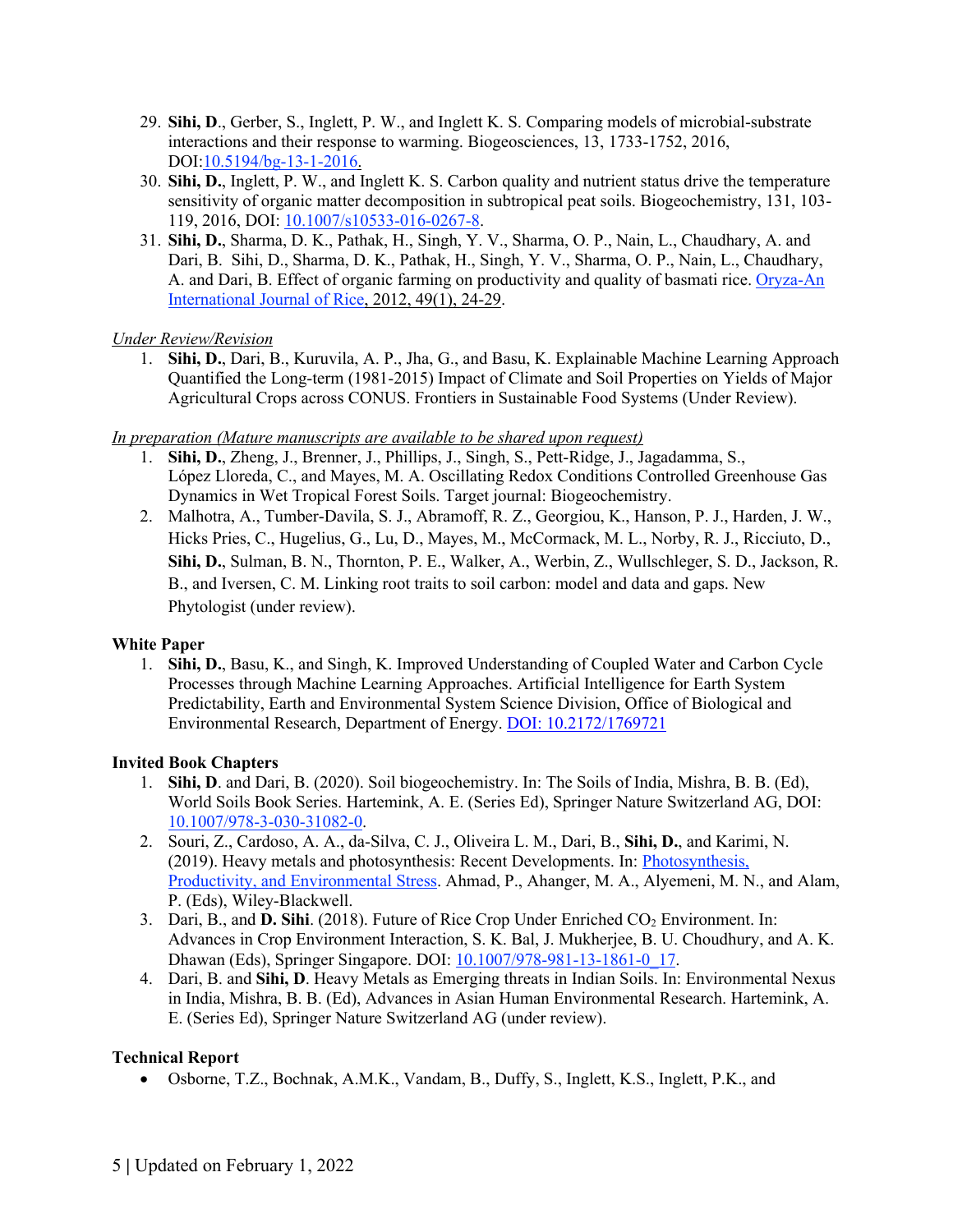29. **Sihi, D**., Gerber, S., Inglett, P. W., and Inglett K. S. Comparing models of microbial-substrate interactions and their response to warming. Biogeosciences, 13, 1733-1752, 2016, DOI:10.5194/bg-13-1-2016.
30. **Sihi, D.**, Inglett, P. W., and Inglett K. S. Carbon quality and nutrient status drive the temperature sensitivity of organic matter decomposition in subtropical peat soils. Biogeochemistry, 131, 103-119, 2016, DOI: 10.1007/s10533-016-0267-8.
31. **Sihi, D.**, Sharma, D. K., Pathak, H., Singh, Y. V., Sharma, O. P., Nain, L., Chaudhary, A. and Dari, B. Sihi, D., Sharma, D. K., Pathak, H., Singh, Y. V., Sharma, O. P., Nain, L., Chaudhary, A. and Dari, B. Effect of organic farming on productivity and quality of basmati rice. Oryza-An International Journal of Rice, 2012, 49(1), 24-29.

*Under Review/Revision*

1. **Sihi, D.**, Dari, B., Kuruvila, A. P., Jha, G., and Basu, K. Explainable Machine Learning Approach Quantified the Long-term (1981-2015) Impact of Climate and Soil Properties on Yields of Major Agricultural Crops across CONUS. Frontiers in Sustainable Food Systems (Under Review).

*In preparation (Mature manuscripts are available to be shared upon request)*

1. **Sihi, D.**, Zheng, J., Brenner, J., Phillips, J., Singh, S., Pett-Ridge, J., Jagadamma, S., López Lloreda, C., and Mayes, M. A. Oscillating Redox Conditions Controlled Greenhouse Gas Dynamics in Wet Tropical Forest Soils. Target journal: Biogeochemistry.
2. Malhotra, A., Tumber-Davila, S. J., Abramoff, R. Z., Georgiou, K., Hanson, P. J., Harden, J. W., Hicks Pries, C., Hugelius, G., Lu, D., Mayes, M., McCormack, M. L., Norby, R. J., Ricciuto, D., **Sihi, D.**, Sulman, B. N., Thornton, P. E., Walker, A., Werbin, Z., Wullschleger, S. D., Jackson, R. B., and Iversen, C. M. Linking root traits to soil carbon: model and data and gaps. New Phytologist (under review).

**White Paper**

1. **Sihi, D.**, Basu, K., and Singh, K. Improved Understanding of Coupled Water and Carbon Cycle Processes through Machine Learning Approaches. Artificial Intelligence for Earth System Predictability, Earth and Environmental System Science Division, Office of Biological and Environmental Research, Department of Energy. DOI: 10.2172/1769721

**Invited Book Chapters**

1. **Sihi, D**. and Dari, B. (2020). Soil biogeochemistry. In: The Soils of India, Mishra, B. B. (Ed), World Soils Book Series. Hartemink, A. E. (Series Ed), Springer Nature Switzerland AG, DOI: 10.1007/978-3-030-31082-0.
2. Souri, Z., Cardoso, A. A., da-Silva, C. J., Oliveira L. M., Dari, B., **Sihi, D.**, and Karimi, N. (2019). Heavy metals and photosynthesis: Recent Developments. In: Photosynthesis, Productivity, and Environmental Stress. Ahmad, P., Ahanger, M. A., Alyemeni, M. N., and Alam, P. (Eds), Wiley-Blackwell.
3. Dari, B., and **D. Sihi**. (2018). Future of Rice Crop Under Enriched $CO_2$ Environment. In: Advances in Crop Environment Interaction, S. K. Bal, J. Mukherjee, B. U. Choudhury, and A. K. Dhawan (Eds), Springer Singapore. DOI: 10.1007/978-981-13-1861-0_17.
4. Dari, B. and **Sihi, D**. Heavy Metals as Emerging threats in Indian Soils. In: Environmental Nexus in India, Mishra, B. B. (Ed), Advances in Asian Human Environmental Research. Hartemink, A. E. (Series Ed), Springer Nature Switzerland AG (under review).

**Technical Report**

- Osborne, T.Z., Bochnak, A.M.K., Vandam, B., Duffy, S., Inglett, K.S., Inglett, P.K., and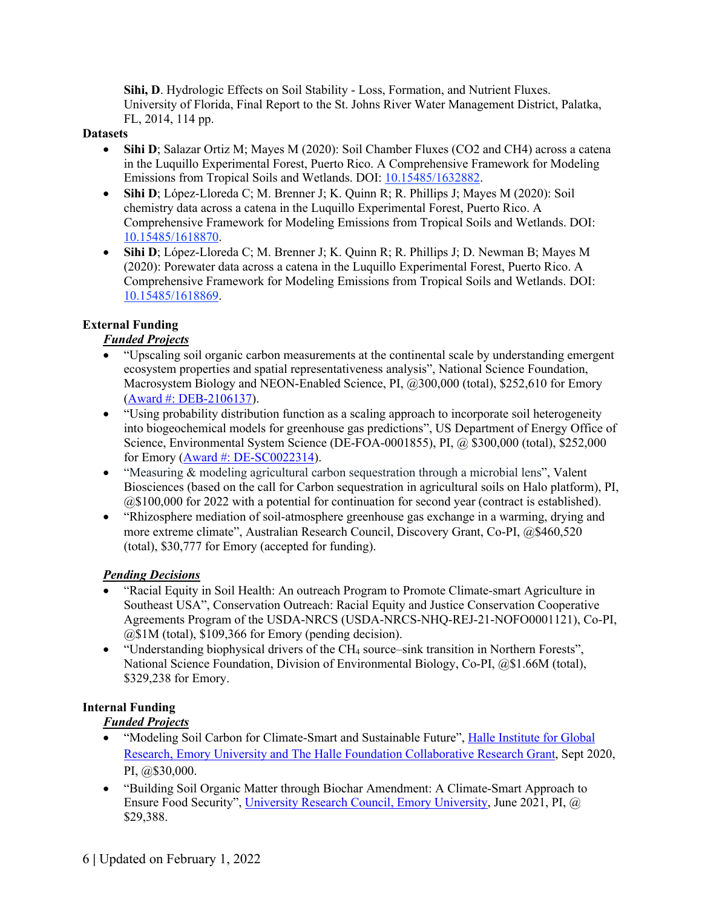**Sihi, D**. Hydrologic Effects on Soil Stability - Loss, Formation, and Nutrient Fluxes. University of Florida, Final Report to the St. Johns River Water Management District, Palatka, FL, 2014, 114 pp.

**Datasets**

- **Sihi D**; Salazar Ortiz M; Mayes M (2020): Soil Chamber Fluxes (CO2 and CH4) across a catena in the Luquillo Experimental Forest, Puerto Rico. A Comprehensive Framework for Modeling Emissions from Tropical Soils and Wetlands. DOI: 10.15485/1632882.
- **Sihi D**; López-Lloreda C; M. Brenner J; K. Quinn R; R. Phillips J; Mayes M (2020): Soil chemistry data across a catena in the Luquillo Experimental Forest, Puerto Rico. A Comprehensive Framework for Modeling Emissions from Tropical Soils and Wetlands. DOI: 10.15485/1618870.
- **Sihi D**; López-Lloreda C; M. Brenner J; K. Quinn R; R. Phillips J; D. Newman B; Mayes M (2020): Porewater data across a catena in the Luquillo Experimental Forest, Puerto Rico. A Comprehensive Framework for Modeling Emissions from Tropical Soils and Wetlands. DOI: 10.15485/1618869.

**External Funding**

***Funded Projects***

- "Upscaling soil organic carbon measurements at the continental scale by understanding emergent ecosystem properties and spatial representativeness analysis", National Science Foundation, Macrosystem Biology and NEON-Enabled Science, PI, @300,000 (total), $252,610 for Emory (Award #: DEB-2106137).
- "Using probability distribution function as a scaling approach to incorporate soil heterogeneity into biogeochemical models for greenhouse gas predictions", US Department of Energy Office of Science, Environmental System Science (DE-FOA-0001855), PI, @ $300,000 (total), $252,000 for Emory (Award #: DE-SC0022314).
- "Measuring & modeling agricultural carbon sequestration through a microbial lens", Valent Biosciences (based on the call for Carbon sequestration in agricultural soils on Halo platform), PI, @$100,000 for 2022 with a potential for continuation for second year (contract is established).
- "Rhizosphere mediation of soil-atmosphere greenhouse gas exchange in a warming, drying and more extreme climate", Australian Research Council, Discovery Grant, Co-PI, @$460,520 (total), $30,777 for Emory (accepted for funding).

***Pending Decisions***

- "Racial Equity in Soil Health: An outreach Program to Promote Climate-smart Agriculture in Southeast USA", Conservation Outreach: Racial Equity and Justice Conservation Cooperative Agreements Program of the USDA-NRCS (USDA-NRCS-NHQ-REJ-21-NOFO0001121), Co-PI, @$1M (total), $109,366 for Emory (pending decision).
- "Understanding biophysical drivers of the $CH_4$ source–sink transition in Northern Forests", National Science Foundation, Division of Environmental Biology, Co-PI, @$1.66M (total), $329,238 for Emory.

**Internal Funding**

***Funded Projects***

- "Modeling Soil Carbon for Climate-Smart and Sustainable Future", Halle Institute for Global Research, Emory University and The Halle Foundation Collaborative Research Grant, Sept 2020, PI, @$30,000.
- "Building Soil Organic Matter through Biochar Amendment: A Climate-Smart Approach to Ensure Food Security", University Research Council, Emory University, June 2021, PI, @ $29,388.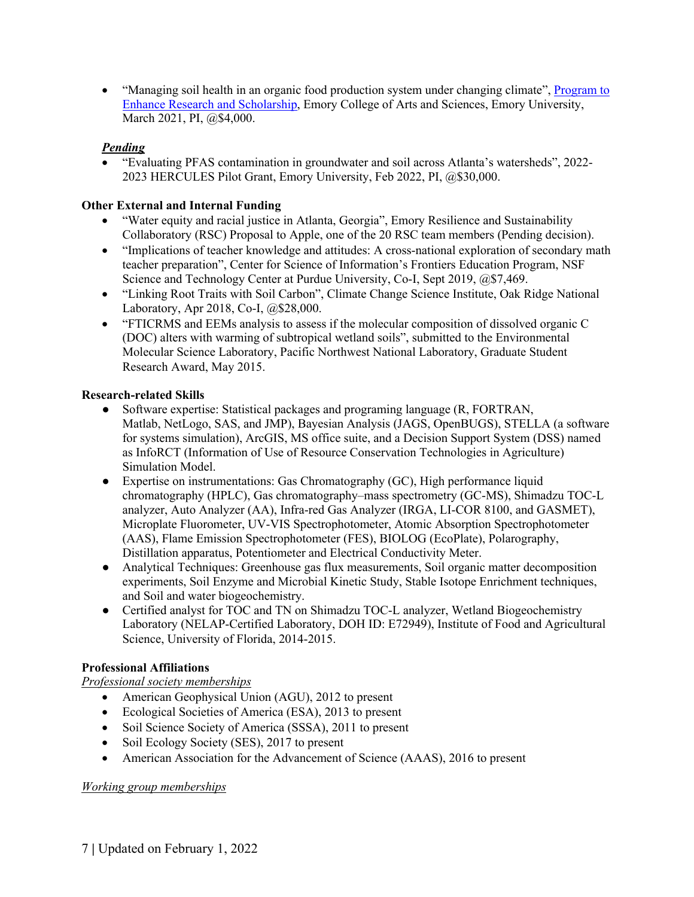- "Managing soil health in an organic food production system under changing climate", [Program to Enhance Research and Scholarship](), Emory College of Arts and Sciences, Emory University, March 2021, PI, @$4,000.

***Pending***

- "Evaluating PFAS contamination in groundwater and soil across Atlanta's watersheds", 2022-2023 HERCULES Pilot Grant, Emory University, Feb 2022, PI, @$30,000.

**Other External and Internal Funding**

- "Water equity and racial justice in Atlanta, Georgia", Emory Resilience and Sustainability Collaboratory (RSC) Proposal to Apple, one of the 20 RSC team members (Pending decision).
- "Implications of teacher knowledge and attitudes: A cross-national exploration of secondary math teacher preparation", Center for Science of Information's Frontiers Education Program, NSF Science and Technology Center at Purdue University, Co-I, Sept 2019, @$7,469.
- "Linking Root Traits with Soil Carbon", Climate Change Science Institute, Oak Ridge National Laboratory, Apr 2018, Co-I, @$28,000.
- "FTICRMS and EEMs analysis to assess if the molecular composition of dissolved organic C (DOC) alters with warming of subtropical wetland soils", submitted to the Environmental Molecular Science Laboratory, Pacific Northwest National Laboratory, Graduate Student Research Award, May 2015.

**Research-related Skills**

- Software expertise: Statistical packages and programing language (R, FORTRAN, Matlab, NetLogo, SAS, and JMP), Bayesian Analysis (JAGS, OpenBUGS), STELLA (a software for systems simulation), ArcGIS, MS office suite, and a Decision Support System (DSS) named as InfoRCT (Information of Use of Resource Conservation Technologies in Agriculture) Simulation Model.
- Expertise on instrumentations: Gas Chromatography (GC), High performance liquid chromatography (HPLC), Gas chromatography–mass spectrometry (GC-MS), Shimadzu TOC-L analyzer, Auto Analyzer (AA), Infra-red Gas Analyzer (IRGA, LI-COR 8100, and GASMET), Microplate Fluorometer, UV-VIS Spectrophotometer, Atomic Absorption Spectrophotometer (AAS), Flame Emission Spectrophotometer (FES), BIOLOG (EcoPlate), Polarography, Distillation apparatus, Potentiometer and Electrical Conductivity Meter.
- Analytical Techniques: Greenhouse gas flux measurements, Soil organic matter decomposition experiments, Soil Enzyme and Microbial Kinetic Study, Stable Isotope Enrichment techniques, and Soil and water biogeochemistry.
- Certified analyst for TOC and TN on Shimadzu TOC-L analyzer, Wetland Biogeochemistry Laboratory (NELAP-Certified Laboratory, DOH ID: E72949), Institute of Food and Agricultural Science, University of Florida, 2014-2015.

**Professional Affiliations**

*Professional society memberships*

- American Geophysical Union (AGU), 2012 to present
- Ecological Societies of America (ESA), 2013 to present
- Soil Science Society of America (SSSA), 2011 to present
- Soil Ecology Society (SES), 2017 to present
- American Association for the Advancement of Science (AAAS), 2016 to present

*Working group memberships*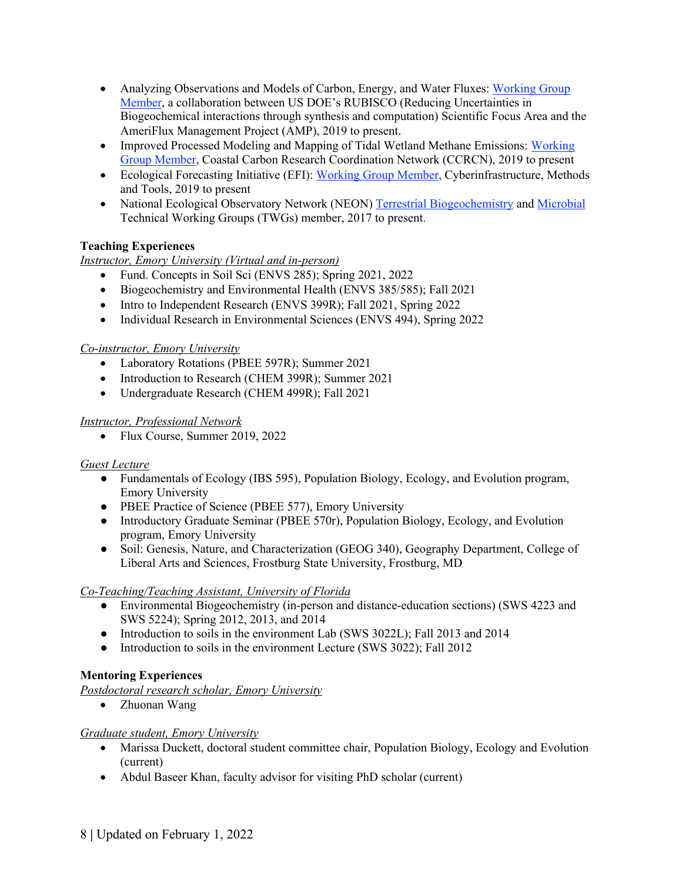- Analyzing Observations and Models of Carbon, Energy, and Water Fluxes: Working Group Member, a collaboration between US DOE's RUBISCO (Reducing Uncertainties in Biogeochemical interactions through synthesis and computation) Scientific Focus Area and the AmeriFlux Management Project (AMP), 2019 to present.
- Improved Processed Modeling and Mapping of Tidal Wetland Methane Emissions: Working Group Member, Coastal Carbon Research Coordination Network (CCRCN), 2019 to present
- Ecological Forecasting Initiative (EFI): Working Group Member, Cyberinfrastructure, Methods and Tools, 2019 to present
- National Ecological Observatory Network (NEON) Terrestrial Biogeochemistry and Microbial Technical Working Groups (TWGs) member, 2017 to present.

**Teaching Experiences**

*Instructor, Emory University (Virtual and in-person)*

- Fund. Concepts in Soil Sci (ENVS 285); Spring 2021, 2022
- Biogeochemistry and Environmental Health (ENVS 385/585); Fall 2021
- Intro to Independent Research (ENVS 399R); Fall 2021, Spring 2022
- Individual Research in Environmental Sciences (ENVS 494), Spring 2022

*Co-instructor, Emory University*

- Laboratory Rotations (PBEE 597R); Summer 2021
- Introduction to Research (CHEM 399R); Summer 2021
- Undergraduate Research (CHEM 499R); Fall 2021

*Instructor, Professional Network*

- Flux Course, Summer 2019, 2022

*Guest Lecture*

- Fundamentals of Ecology (IBS 595), Population Biology, Ecology, and Evolution program, Emory University
- PBEE Practice of Science (PBEE 577), Emory University
- Introductory Graduate Seminar (PBEE 570r), Population Biology, Ecology, and Evolution program, Emory University
- Soil: Genesis, Nature, and Characterization (GEOG 340), Geography Department, College of Liberal Arts and Sciences, Frostburg State University, Frostburg, MD

*Co-Teaching/Teaching Assistant, University of Florida*

- Environmental Biogeochemistry (in-person and distance-education sections) (SWS 4223 and SWS 5224); Spring 2012, 2013, and 2014
- Introduction to soils in the environment Lab (SWS 3022L); Fall 2013 and 2014
- Introduction to soils in the environment Lecture (SWS 3022); Fall 2012

**Mentoring Experiences**

*Postdoctoral research scholar, Emory University*

- Zhuonan Wang

*Graduate student, Emory University*

- Marissa Duckett, doctoral student committee chair, Population Biology, Ecology and Evolution (current)
- Abdul Baseer Khan, faculty advisor for visiting PhD scholar (current)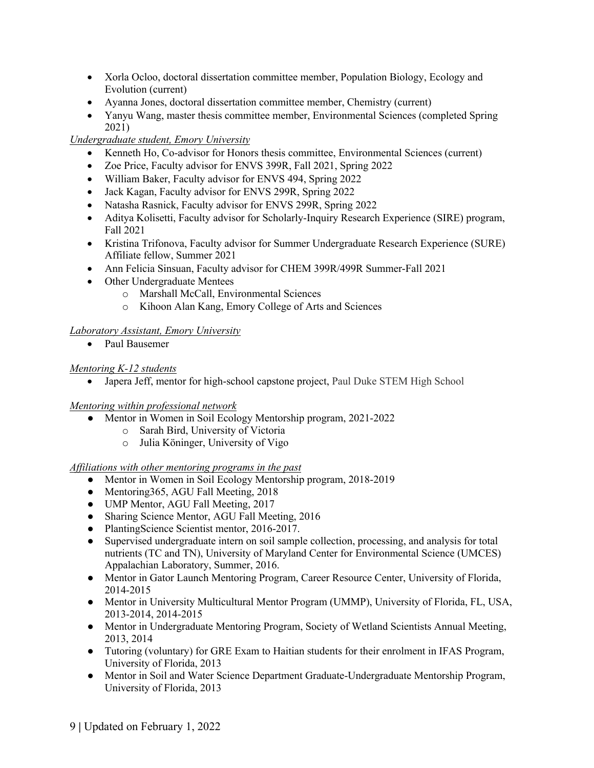- Xorla Ocloo, doctoral dissertation committee member, Population Biology, Ecology and Evolution (current)
- Ayanna Jones, doctoral dissertation committee member, Chemistry (current)
- Yanyu Wang, master thesis committee member, Environmental Sciences (completed Spring 2021)

*Undergraduate student, Emory University*

- Kenneth Ho, Co-advisor for Honors thesis committee, Environmental Sciences (current)
- Zoe Price, Faculty advisor for ENVS 399R, Fall 2021, Spring 2022
- William Baker, Faculty advisor for ENVS 494, Spring 2022
- Jack Kagan, Faculty advisor for ENVS 299R, Spring 2022
- Natasha Rasnick, Faculty advisor for ENVS 299R, Spring 2022
- Aditya Kolisetti, Faculty advisor for Scholarly-Inquiry Research Experience (SIRE) program, Fall 2021
- Kristina Trifonova, Faculty advisor for Summer Undergraduate Research Experience (SURE) Affiliate fellow, Summer 2021
- Ann Felicia Sinsuan, Faculty advisor for CHEM 399R/499R Summer-Fall 2021
- Other Undergraduate Mentees
  - Marshall McCall, Environmental Sciences
  - Kihoon Alan Kang, Emory College of Arts and Sciences

*Laboratory Assistant, Emory University*

- Paul Bausemer

*Mentoring K-12 students*

- Japera Jeff, mentor for high-school capstone project, Paul Duke STEM High School

*Mentoring within professional network*

- Mentor in Women in Soil Ecology Mentorship program, 2021-2022
  - Sarah Bird, University of Victoria
  - Julia Köninger, University of Vigo

*Affiliations with other mentoring programs in the past*

- Mentor in Women in Soil Ecology Mentorship program, 2018-2019
- Mentoring365, AGU Fall Meeting, 2018
- UMP Mentor, AGU Fall Meeting, 2017
- Sharing Science Mentor, AGU Fall Meeting, 2016
- PlantingScience Scientist mentor, 2016-2017.
- Supervised undergraduate intern on soil sample collection, processing, and analysis for total nutrients (TC and TN), University of Maryland Center for Environmental Science (UMCES) Appalachian Laboratory, Summer, 2016.
- Mentor in Gator Launch Mentoring Program, Career Resource Center, University of Florida, 2014-2015
- Mentor in University Multicultural Mentor Program (UMMP), University of Florida, FL, USA, 2013-2014, 2014-2015
- Mentor in Undergraduate Mentoring Program, Society of Wetland Scientists Annual Meeting, 2013, 2014
- Tutoring (voluntary) for GRE Exam to Haitian students for their enrolment in IFAS Program, University of Florida, 2013
- Mentor in Soil and Water Science Department Graduate-Undergraduate Mentorship Program, University of Florida, 2013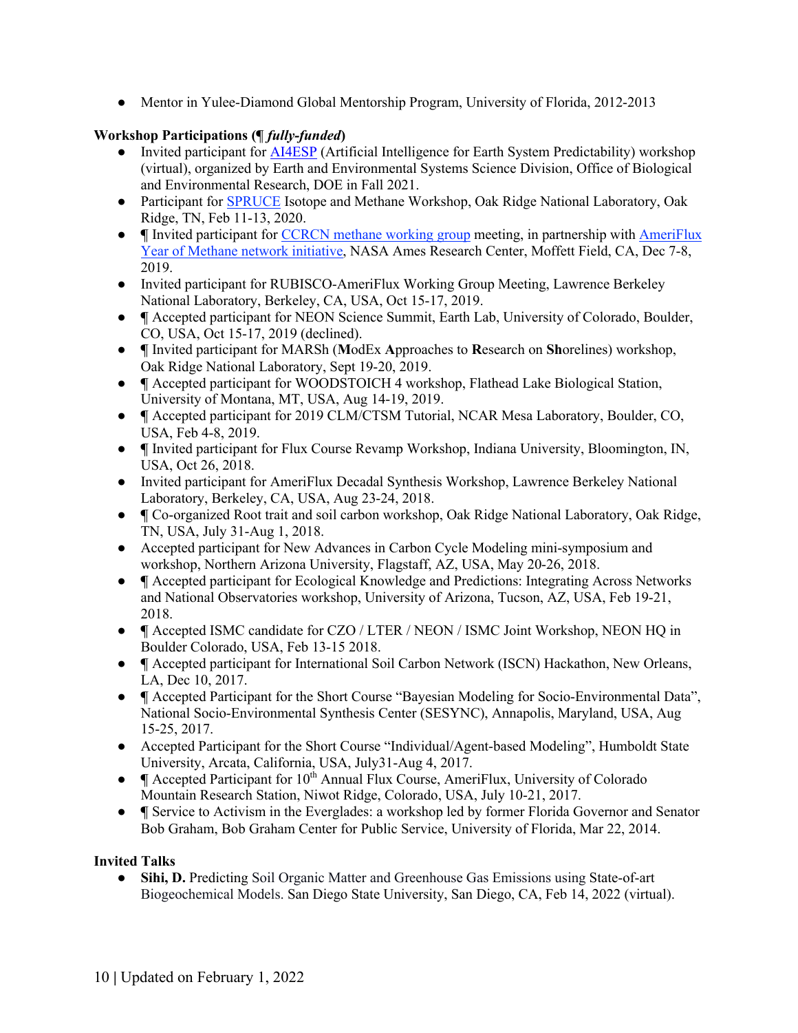- Mentor in Yulee-Diamond Global Mentorship Program, University of Florida, 2012-2013

**Workshop Participations (¶ *fully-funded*)**

- Invited participant for AI4ESP (Artificial Intelligence for Earth System Predictability) workshop (virtual), organized by Earth and Environmental Systems Science Division, Office of Biological and Environmental Research, DOE in Fall 2021.
- Participant for SPRUCE Isotope and Methane Workshop, Oak Ridge National Laboratory, Oak Ridge, TN, Feb 11-13, 2020.
- ¶ Invited participant for CCRCN methane working group meeting, in partnership with AmeriFlux Year of Methane network initiative, NASA Ames Research Center, Moffett Field, CA, Dec 7-8, 2019.
- Invited participant for RUBISCO-AmeriFlux Working Group Meeting, Lawrence Berkeley National Laboratory, Berkeley, CA, USA, Oct 15-17, 2019.
- ¶ Accepted participant for NEON Science Summit, Earth Lab, University of Colorado, Boulder, CO, USA, Oct 15-17, 2019 (declined).
- ¶ Invited participant for MARSh (**M**odEx **A**pproaches to **R**esearch on **Sh**orelines) workshop, Oak Ridge National Laboratory, Sept 19-20, 2019.
- ¶ Accepted participant for WOODSTOICH 4 workshop, Flathead Lake Biological Station, University of Montana, MT, USA, Aug 14-19, 2019.
- ¶ Accepted participant for 2019 CLM/CTSM Tutorial, NCAR Mesa Laboratory, Boulder, CO, USA, Feb 4-8, 2019.
- ¶ Invited participant for Flux Course Revamp Workshop, Indiana University, Bloomington, IN, USA, Oct 26, 2018.
- Invited participant for AmeriFlux Decadal Synthesis Workshop, Lawrence Berkeley National Laboratory, Berkeley, CA, USA, Aug 23-24, 2018.
- ¶ Co-organized Root trait and soil carbon workshop, Oak Ridge National Laboratory, Oak Ridge, TN, USA, July 31-Aug 1, 2018.
- Accepted participant for New Advances in Carbon Cycle Modeling mini-symposium and workshop, Northern Arizona University, Flagstaff, AZ, USA, May 20-26, 2018.
- ¶ Accepted participant for Ecological Knowledge and Predictions: Integrating Across Networks and National Observatories workshop, University of Arizona, Tucson, AZ, USA, Feb 19-21, 2018.
- ¶ Accepted ISMC candidate for CZO / LTER / NEON / ISMC Joint Workshop, NEON HQ in Boulder Colorado, USA, Feb 13-15 2018.
- ¶ Accepted participant for International Soil Carbon Network (ISCN) Hackathon, New Orleans, LA, Dec 10, 2017.
- ¶ Accepted Participant for the Short Course "Bayesian Modeling for Socio-Environmental Data", National Socio-Environmental Synthesis Center (SESYNC), Annapolis, Maryland, USA, Aug 15-25, 2017.
- Accepted Participant for the Short Course "Individual/Agent-based Modeling", Humboldt State University, Arcata, California, USA, July31-Aug 4, 2017.
- ¶ Accepted Participant for 10th Annual Flux Course, AmeriFlux, University of Colorado Mountain Research Station, Niwot Ridge, Colorado, USA, July 10-21, 2017.
- ¶ Service to Activism in the Everglades: a workshop led by former Florida Governor and Senator Bob Graham, Bob Graham Center for Public Service, University of Florida, Mar 22, 2014.

**Invited Talks**

- **Sihi, D.** Predicting Soil Organic Matter and Greenhouse Gas Emissions using State-of-art Biogeochemical Models. San Diego State University, San Diego, CA, Feb 14, 2022 (virtual).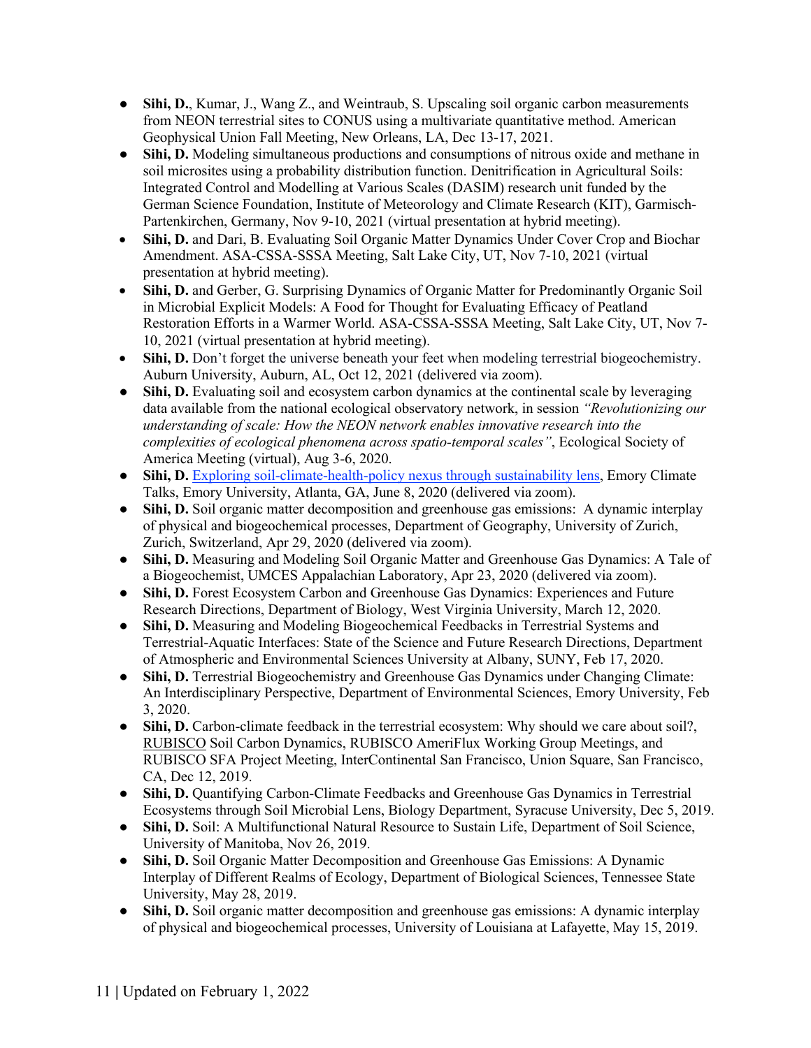- **Sihi, D.**, Kumar, J., Wang Z., and Weintraub, S. Upscaling soil organic carbon measurements from NEON terrestrial sites to CONUS using a multivariate quantitative method. American Geophysical Union Fall Meeting, New Orleans, LA, Dec 13-17, 2021.
- **Sihi, D.** Modeling simultaneous productions and consumptions of nitrous oxide and methane in soil microsites using a probability distribution function. Denitrification in Agricultural Soils: Integrated Control and Modelling at Various Scales (DASIM) research unit funded by the German Science Foundation, Institute of Meteorology and Climate Research (KIT), Garmisch-Partenkirchen, Germany, Nov 9-10, 2021 (virtual presentation at hybrid meeting).
- **Sihi, D.** and Dari, B. Evaluating Soil Organic Matter Dynamics Under Cover Crop and Biochar Amendment. ASA-CSSA-SSSA Meeting, Salt Lake City, UT, Nov 7-10, 2021 (virtual presentation at hybrid meeting).
- **Sihi, D.** and Gerber, G. Surprising Dynamics of Organic Matter for Predominantly Organic Soil in Microbial Explicit Models: A Food for Thought for Evaluating Efficacy of Peatland Restoration Efforts in a Warmer World. ASA-CSSA-SSSA Meeting, Salt Lake City, UT, Nov 7-10, 2021 (virtual presentation at hybrid meeting).
- **Sihi, D.** Don't forget the universe beneath your feet when modeling terrestrial biogeochemistry. Auburn University, Auburn, AL, Oct 12, 2021 (delivered via zoom).
- **Sihi, D.** Evaluating soil and ecosystem carbon dynamics at the continental scale by leveraging data available from the national ecological observatory network, in session *"Revolutionizing our understanding of scale: How the NEON network enables innovative research into the complexities of ecological phenomena across spatio-temporal scales"*, Ecological Society of America Meeting (virtual), Aug 3-6, 2020.
- **Sihi, D.** Exploring soil-climate-health-policy nexus through sustainability lens, Emory Climate Talks, Emory University, Atlanta, GA, June 8, 2020 (delivered via zoom).
- **Sihi, D.** Soil organic matter decomposition and greenhouse gas emissions: A dynamic interplay of physical and biogeochemical processes, Department of Geography, University of Zurich, Zurich, Switzerland, Apr 29, 2020 (delivered via zoom).
- **Sihi, D.** Measuring and Modeling Soil Organic Matter and Greenhouse Gas Dynamics: A Tale of a Biogeochemist, UMCES Appalachian Laboratory, Apr 23, 2020 (delivered via zoom).
- **Sihi, D.** Forest Ecosystem Carbon and Greenhouse Gas Dynamics: Experiences and Future Research Directions, Department of Biology, West Virginia University, March 12, 2020.
- **Sihi, D.** Measuring and Modeling Biogeochemical Feedbacks in Terrestrial Systems and Terrestrial-Aquatic Interfaces: State of the Science and Future Research Directions, Department of Atmospheric and Environmental Sciences University at Albany, SUNY, Feb 17, 2020.
- **Sihi, D.** Terrestrial Biogeochemistry and Greenhouse Gas Dynamics under Changing Climate: An Interdisciplinary Perspective, Department of Environmental Sciences, Emory University, Feb 3, 2020.
- **Sihi, D.** Carbon-climate feedback in the terrestrial ecosystem: Why should we care about soil?, RUBISCO Soil Carbon Dynamics, RUBISCO AmeriFlux Working Group Meetings, and RUBISCO SFA Project Meeting, InterContinental San Francisco, Union Square, San Francisco, CA, Dec 12, 2019.
- **Sihi, D.** Quantifying Carbon-Climate Feedbacks and Greenhouse Gas Dynamics in Terrestrial Ecosystems through Soil Microbial Lens, Biology Department, Syracuse University, Dec 5, 2019.
- **Sihi, D.** Soil: A Multifunctional Natural Resource to Sustain Life, Department of Soil Science, University of Manitoba, Nov 26, 2019.
- **Sihi, D.** Soil Organic Matter Decomposition and Greenhouse Gas Emissions: A Dynamic Interplay of Different Realms of Ecology, Department of Biological Sciences, Tennessee State University, May 28, 2019.
- **Sihi, D.** Soil organic matter decomposition and greenhouse gas emissions: A dynamic interplay of physical and biogeochemical processes, University of Louisiana at Lafayette, May 15, 2019.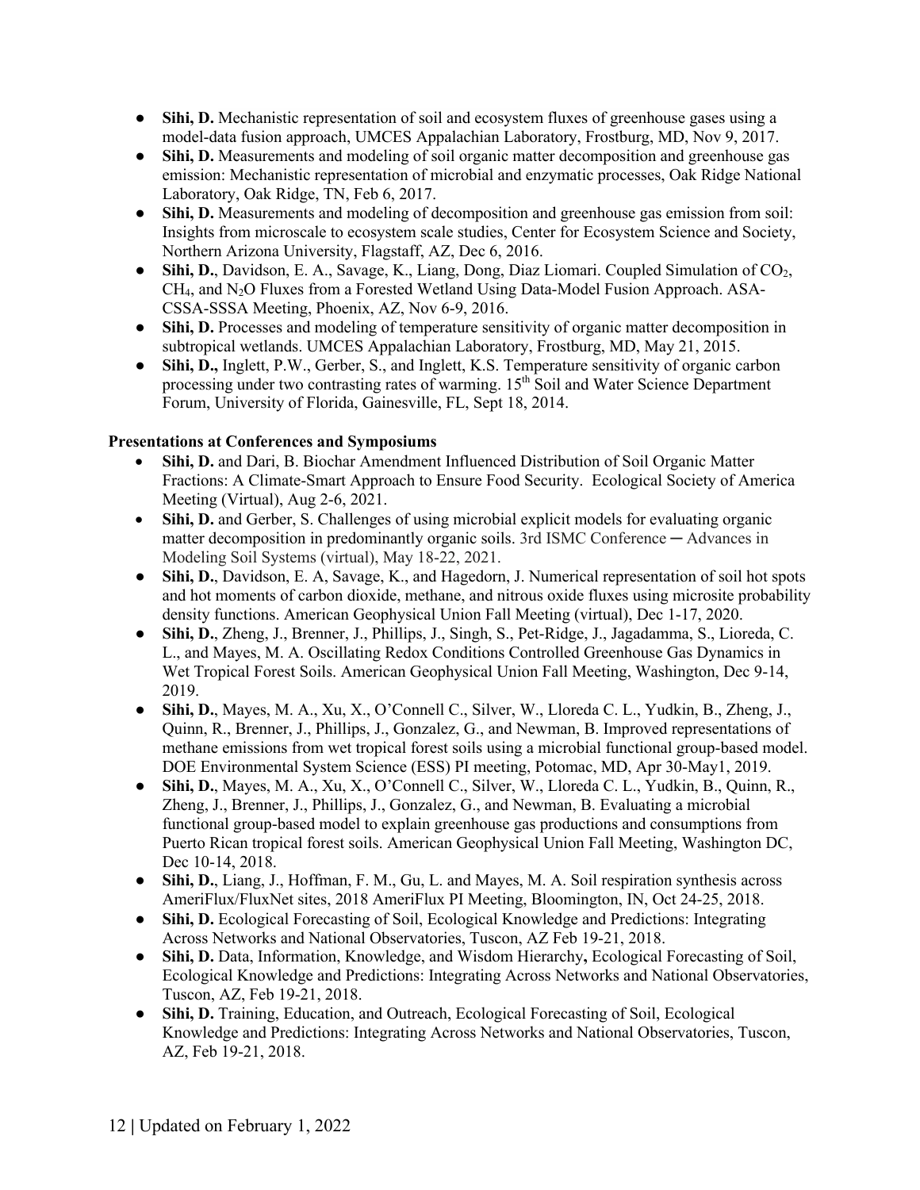- **Sihi, D.** Mechanistic representation of soil and ecosystem fluxes of greenhouse gases using a model-data fusion approach, UMCES Appalachian Laboratory, Frostburg, MD, Nov 9, 2017.
- **Sihi, D.** Measurements and modeling of soil organic matter decomposition and greenhouse gas emission: Mechanistic representation of microbial and enzymatic processes, Oak Ridge National Laboratory, Oak Ridge, TN, Feb 6, 2017.
- **Sihi, D.** Measurements and modeling of decomposition and greenhouse gas emission from soil: Insights from microscale to ecosystem scale studies, Center for Ecosystem Science and Society, Northern Arizona University, Flagstaff, AZ, Dec 6, 2016.
- **Sihi, D.**, Davidson, E. A., Savage, K., Liang, Dong, Diaz Liomari. Coupled Simulation of $CO_2$, $CH_4$, and $N_2O$ Fluxes from a Forested Wetland Using Data-Model Fusion Approach. ASA-CSSA-SSSA Meeting, Phoenix, AZ, Nov 6-9, 2016.
- **Sihi, D.** Processes and modeling of temperature sensitivity of organic matter decomposition in subtropical wetlands. UMCES Appalachian Laboratory, Frostburg, MD, May 21, 2015.
- **Sihi, D.,** Inglett, P.W., Gerber, S., and Inglett, K.S. Temperature sensitivity of organic carbon processing under two contrasting rates of warming. 15th Soil and Water Science Department Forum, University of Florida, Gainesville, FL, Sept 18, 2014.

**Presentations at Conferences and Symposiums**

- **Sihi, D.** and Dari, B. Biochar Amendment Influenced Distribution of Soil Organic Matter Fractions: A Climate-Smart Approach to Ensure Food Security. Ecological Society of America Meeting (Virtual), Aug 2-6, 2021.
- **Sihi, D.** and Gerber, S. Challenges of using microbial explicit models for evaluating organic matter decomposition in predominantly organic soils. 3rd ISMC Conference ─ Advances in Modeling Soil Systems (virtual), May 18-22, 2021.
- **Sihi, D.**, Davidson, E. A, Savage, K., and Hagedorn, J. Numerical representation of soil hot spots and hot moments of carbon dioxide, methane, and nitrous oxide fluxes using microsite probability density functions. American Geophysical Union Fall Meeting (virtual), Dec 1-17, 2020.
- **Sihi, D.**, Zheng, J., Brenner, J., Phillips, J., Singh, S., Pet-Ridge, J., Jagadamma, S., Lioreda, C. L., and Mayes, M. A. Oscillating Redox Conditions Controlled Greenhouse Gas Dynamics in Wet Tropical Forest Soils. American Geophysical Union Fall Meeting, Washington, Dec 9-14, 2019.
- **Sihi, D.**, Mayes, M. A., Xu, X., O'Connell C., Silver, W., Lloreda C. L., Yudkin, B., Zheng, J., Quinn, R., Brenner, J., Phillips, J., Gonzalez, G., and Newman, B. Improved representations of methane emissions from wet tropical forest soils using a microbial functional group-based model. DOE Environmental System Science (ESS) PI meeting, Potomac, MD, Apr 30-May1, 2019.
- **Sihi, D.**, Mayes, M. A., Xu, X., O'Connell C., Silver, W., Lloreda C. L., Yudkin, B., Quinn, R., Zheng, J., Brenner, J., Phillips, J., Gonzalez, G., and Newman, B. Evaluating a microbial functional group-based model to explain greenhouse gas productions and consumptions from Puerto Rican tropical forest soils. American Geophysical Union Fall Meeting, Washington DC, Dec 10-14, 2018.
- **Sihi, D.**, Liang, J., Hoffman, F. M., Gu, L. and Mayes, M. A. Soil respiration synthesis across AmeriFlux/FluxNet sites, 2018 AmeriFlux PI Meeting, Bloomington, IN, Oct 24-25, 2018.
- **Sihi, D.** Ecological Forecasting of Soil, Ecological Knowledge and Predictions: Integrating Across Networks and National Observatories, Tuscon, AZ Feb 19-21, 2018.
- **Sihi, D.** Data, Information, Knowledge, and Wisdom Hierarchy**,** Ecological Forecasting of Soil, Ecological Knowledge and Predictions: Integrating Across Networks and National Observatories, Tuscon, AZ, Feb 19-21, 2018.
- **Sihi, D.** Training, Education, and Outreach, Ecological Forecasting of Soil, Ecological Knowledge and Predictions: Integrating Across Networks and National Observatories, Tuscon, AZ, Feb 19-21, 2018.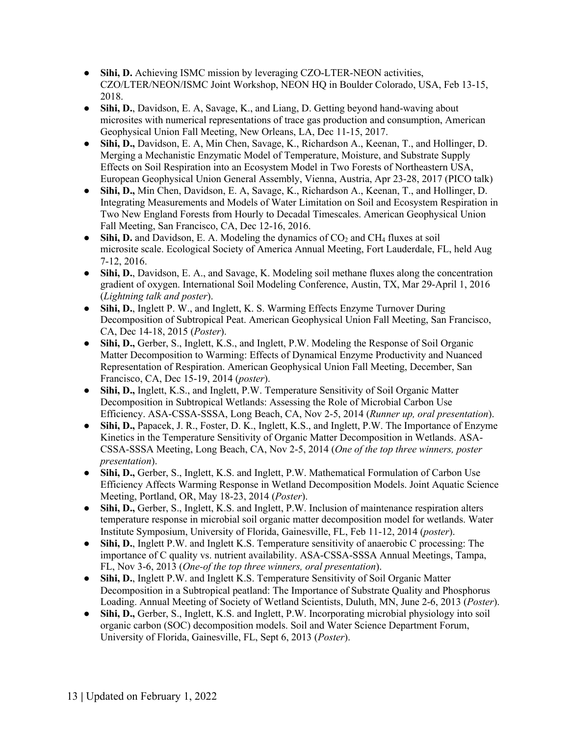- **Sihi, D.** Achieving ISMC mission by leveraging CZO-LTER-NEON activities, CZO/LTER/NEON/ISMC Joint Workshop, NEON HQ in Boulder Colorado, USA, Feb 13-15, 2018.
- **Sihi, D.**, Davidson, E. A, Savage, K., and Liang, D. Getting beyond hand-waving about microsites with numerical representations of trace gas production and consumption, American Geophysical Union Fall Meeting, New Orleans, LA, Dec 11-15, 2017.
- **Sihi, D.,** Davidson, E. A, Min Chen, Savage, K., Richardson A., Keenan, T., and Hollinger, D. Merging a Mechanistic Enzymatic Model of Temperature, Moisture, and Substrate Supply Effects on Soil Respiration into an Ecosystem Model in Two Forests of Northeastern USA, European Geophysical Union General Assembly, Vienna, Austria, Apr 23-28, 2017 (PICO talk)
- **Sihi, D.,** Min Chen, Davidson, E. A, Savage, K., Richardson A., Keenan, T., and Hollinger, D. Integrating Measurements and Models of Water Limitation on Soil and Ecosystem Respiration in Two New England Forests from Hourly to Decadal Timescales. American Geophysical Union Fall Meeting, San Francisco, CA, Dec 12-16, 2016.
- **Sihi, D.** and Davidson, E. A. Modeling the dynamics of $CO_2$ and $CH_4$ fluxes at soil microsite scale. Ecological Society of America Annual Meeting, Fort Lauderdale, FL, held Aug 7-12, 2016.
- **Sihi, D.**, Davidson, E. A., and Savage, K. Modeling soil methane fluxes along the concentration gradient of oxygen. International Soil Modeling Conference, Austin, TX, Mar 29-April 1, 2016 (*Lightning talk and poster*).
- **Sihi, D.**, Inglett P. W., and Inglett, K. S. Warming Effects Enzyme Turnover During Decomposition of Subtropical Peat. American Geophysical Union Fall Meeting, San Francisco, CA, Dec 14-18, 2015 (*Poster*).
- **Sihi, D.,** Gerber, S., Inglett, K.S., and Inglett, P.W. Modeling the Response of Soil Organic Matter Decomposition to Warming: Effects of Dynamical Enzyme Productivity and Nuanced Representation of Respiration. American Geophysical Union Fall Meeting, December, San Francisco, CA, Dec 15-19, 2014 (*poster*).
- **Sihi, D.,** Inglett, K.S., and Inglett, P.W. Temperature Sensitivity of Soil Organic Matter Decomposition in Subtropical Wetlands: Assessing the Role of Microbial Carbon Use Efficiency. ASA-CSSA-SSSA, Long Beach, CA, Nov 2-5, 2014 (*Runner up, oral presentation*).
- **Sihi, D.,** Papacek, J. R., Foster, D. K., Inglett, K.S., and Inglett, P.W. The Importance of Enzyme Kinetics in the Temperature Sensitivity of Organic Matter Decomposition in Wetlands. ASA-CSSA-SSSA Meeting, Long Beach, CA, Nov 2-5, 2014 (*One of the top three winners, poster presentation*).
- **Sihi, D.,** Gerber, S., Inglett, K.S. and Inglett, P.W. Mathematical Formulation of Carbon Use Efficiency Affects Warming Response in Wetland Decomposition Models. Joint Aquatic Science Meeting, Portland, OR, May 18-23, 2014 (*Poster*).
- **Sihi, D.,** Gerber, S., Inglett, K.S. and Inglett, P.W. Inclusion of maintenance respiration alters temperature response in microbial soil organic matter decomposition model for wetlands. Water Institute Symposium, University of Florida, Gainesville, FL, Feb 11-12, 2014 (*poster*).
- **Sihi, D.**, Inglett P.W. and Inglett K.S. Temperature sensitivity of anaerobic C processing: The importance of C quality vs. nutrient availability. ASA-CSSA-SSSA Annual Meetings, Tampa, FL, Nov 3-6, 2013 (*One-of the top three winners, oral presentation*).
- **Sihi, D.**, Inglett P.W. and Inglett K.S. Temperature Sensitivity of Soil Organic Matter Decomposition in a Subtropical peatland: The Importance of Substrate Quality and Phosphorus Loading. Annual Meeting of Society of Wetland Scientists, Duluth, MN, June 2-6, 2013 (*Poster*).
- **Sihi, D.,** Gerber, S., Inglett, K.S. and Inglett, P.W. Incorporating microbial physiology into soil organic carbon (SOC) decomposition models. Soil and Water Science Department Forum, University of Florida, Gainesville, FL, Sept 6, 2013 (*Poster*).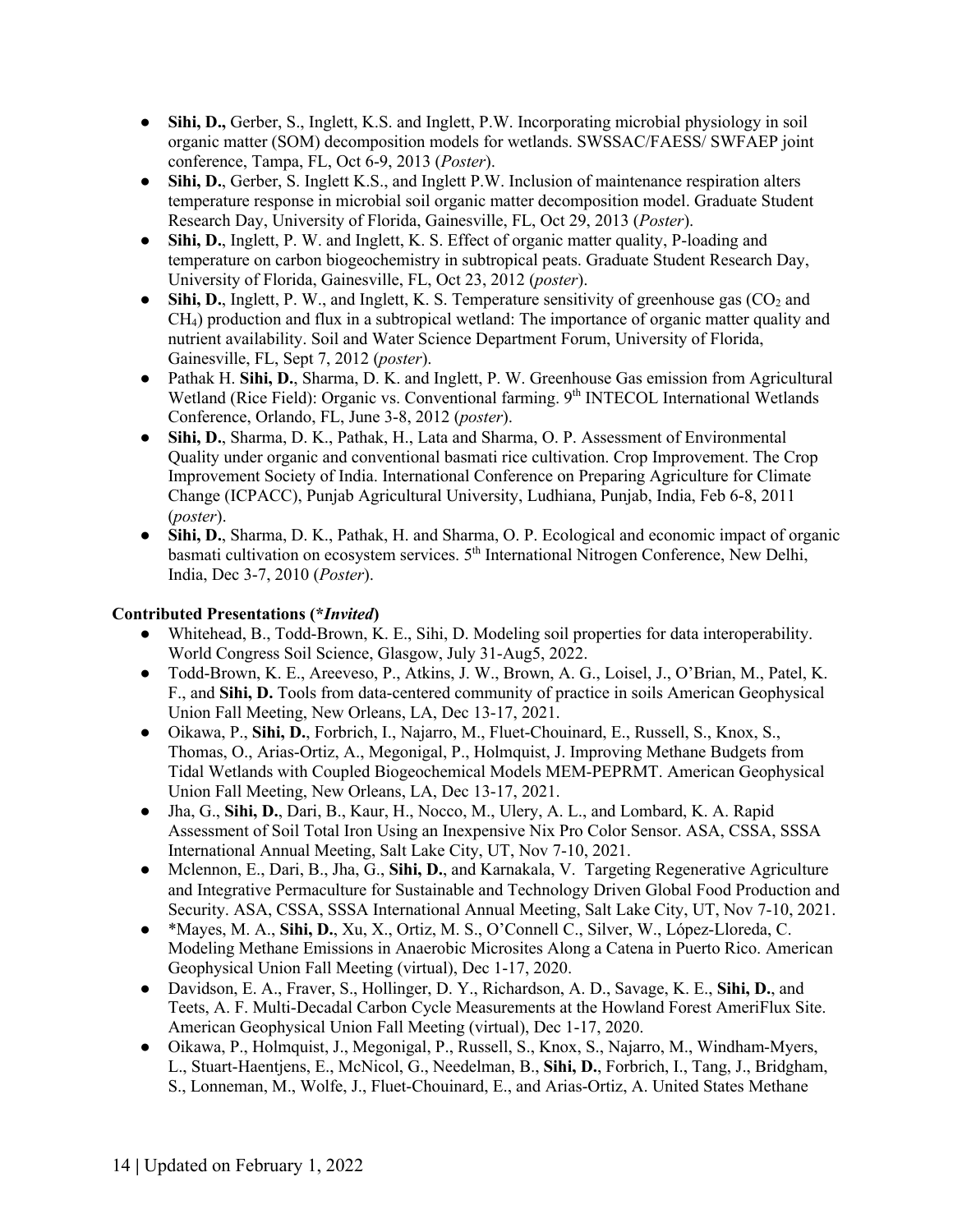- **Sihi, D.,** Gerber, S., Inglett, K.S. and Inglett, P.W. Incorporating microbial physiology in soil organic matter (SOM) decomposition models for wetlands. SWSSAC/FAESS/ SWFAEP joint conference, Tampa, FL, Oct 6-9, 2013 (*Poster*).
- **Sihi, D.**, Gerber, S. Inglett K.S., and Inglett P.W. Inclusion of maintenance respiration alters temperature response in microbial soil organic matter decomposition model. Graduate Student Research Day, University of Florida, Gainesville, FL, Oct 29, 2013 (*Poster*).
- **Sihi, D.**, Inglett, P. W. and Inglett, K. S. Effect of organic matter quality, P-loading and temperature on carbon biogeochemistry in subtropical peats. Graduate Student Research Day, University of Florida, Gainesville, FL, Oct 23, 2012 (*poster*).
- **Sihi, D.**, Inglett, P. W., and Inglett, K. S. Temperature sensitivity of greenhouse gas ($CO_2$ and $CH_4$) production and flux in a subtropical wetland: The importance of organic matter quality and nutrient availability. Soil and Water Science Department Forum, University of Florida, Gainesville, FL, Sept 7, 2012 (*poster*).
- Pathak H. **Sihi, D.**, Sharma, D. K. and Inglett, P. W. Greenhouse Gas emission from Agricultural Wetland (Rice Field): Organic vs. Conventional farming. 9th INTECOL International Wetlands Conference, Orlando, FL, June 3-8, 2012 (*poster*).
- **Sihi, D.**, Sharma, D. K., Pathak, H., Lata and Sharma, O. P. Assessment of Environmental Quality under organic and conventional basmati rice cultivation. Crop Improvement. The Crop Improvement Society of India. International Conference on Preparing Agriculture for Climate Change (ICPACC), Punjab Agricultural University, Ludhiana, Punjab, India, Feb 6-8, 2011 (*poster*).
- **Sihi, D.**, Sharma, D. K., Pathak, H. and Sharma, O. P. Ecological and economic impact of organic basmati cultivation on ecosystem services. 5th International Nitrogen Conference, New Delhi, India, Dec 3-7, 2010 (*Poster*).

**Contributed Presentations (*\*Invited*)**

- Whitehead, B., Todd-Brown, K. E., Sihi, D. Modeling soil properties for data interoperability. World Congress Soil Science, Glasgow, July 31-Aug5, 2022.
- Todd-Brown, K. E., Areeveso, P., Atkins, J. W., Brown, A. G., Loisel, J., O'Brian, M., Patel, K. F., and **Sihi, D.** Tools from data-centered community of practice in soils American Geophysical Union Fall Meeting, New Orleans, LA, Dec 13-17, 2021.
- Oikawa, P., **Sihi, D.**, Forbrich, I., Najarro, M., Fluet-Chouinard, E., Russell, S., Knox, S., Thomas, O., Arias-Ortiz, A., Megonigal, P., Holmquist, J. Improving Methane Budgets from Tidal Wetlands with Coupled Biogeochemical Models MEM-PEPRMT. American Geophysical Union Fall Meeting, New Orleans, LA, Dec 13-17, 2021.
- Jha, G., **Sihi, D.**, Dari, B., Kaur, H., Nocco, M., Ulery, A. L., and Lombard, K. A. Rapid Assessment of Soil Total Iron Using an Inexpensive Nix Pro Color Sensor. ASA, CSSA, SSSA International Annual Meeting, Salt Lake City, UT, Nov 7-10, 2021.
- Mclennon, E., Dari, B., Jha, G., **Sihi, D.**, and Karnakala, V. Targeting Regenerative Agriculture and Integrative Permaculture for Sustainable and Technology Driven Global Food Production and Security. ASA, CSSA, SSSA International Annual Meeting, Salt Lake City, UT, Nov 7-10, 2021.
- \*Mayes, M. A., **Sihi, D.**, Xu, X., Ortiz, M. S., O'Connell C., Silver, W., López-Lloreda, C. Modeling Methane Emissions in Anaerobic Microsites Along a Catena in Puerto Rico. American Geophysical Union Fall Meeting (virtual), Dec 1-17, 2020.
- Davidson, E. A., Fraver, S., Hollinger, D. Y., Richardson, A. D., Savage, K. E., **Sihi, D.**, and Teets, A. F. Multi-Decadal Carbon Cycle Measurements at the Howland Forest AmeriFlux Site. American Geophysical Union Fall Meeting (virtual), Dec 1-17, 2020.
- Oikawa, P., Holmquist, J., Megonigal, P., Russell, S., Knox, S., Najarro, M., Windham-Myers, L., Stuart-Haentjens, E., McNicol, G., Needelman, B., **Sihi, D.**, Forbrich, I., Tang, J., Bridgham, S., Lonneman, M., Wolfe, J., Fluet-Chouinard, E., and Arias-Ortiz, A. United States Methane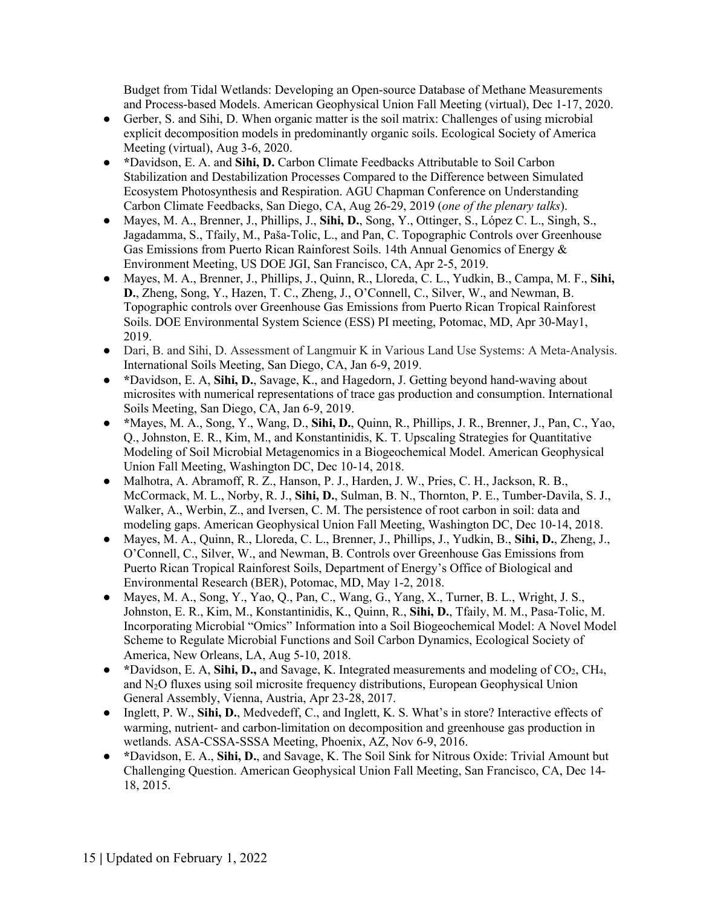Budget from Tidal Wetlands: Developing an Open-source Database of Methane Measurements and Process-based Models. American Geophysical Union Fall Meeting (virtual), Dec 1-17, 2020.

- Gerber, S. and Sihi, D. When organic matter is the soil matrix: Challenges of using microbial explicit decomposition models in predominantly organic soils. Ecological Society of America Meeting (virtual), Aug 3-6, 2020.
- *Davidson, E. A. and **Sihi, D.** Carbon Climate Feedbacks Attributable to Soil Carbon Stabilization and Destabilization Processes Compared to the Difference between Simulated Ecosystem Photosynthesis and Respiration. AGU Chapman Conference on Understanding Carbon Climate Feedbacks, San Diego, CA, Aug 26-29, 2019 (*one of the plenary talks*).
- Mayes, M. A., Brenner, J., Phillips, J., **Sihi, D.**, Song, Y., Ottinger, S., López C. L., Singh, S., Jagadamma, S., Tfaily, M., Paša-Tolic, L., and Pan, C. Topographic Controls over Greenhouse Gas Emissions from Puerto Rican Rainforest Soils. 14th Annual Genomics of Energy & Environment Meeting, US DOE JGI, San Francisco, CA, Apr 2-5, 2019.
- Mayes, M. A., Brenner, J., Phillips, J., Quinn, R., Lloreda, C. L., Yudkin, B., Campa, M. F., **Sihi, D.**, Zheng, Song, Y., Hazen, T. C., Zheng, J., O'Connell, C., Silver, W., and Newman, B. Topographic controls over Greenhouse Gas Emissions from Puerto Rican Tropical Rainforest Soils. DOE Environmental System Science (ESS) PI meeting, Potomac, MD, Apr 30-May1, 2019.
- Dari, B. and Sihi, D. Assessment of Langmuir K in Various Land Use Systems: A Meta-Analysis. International Soils Meeting, San Diego, CA, Jan 6-9, 2019.
- *Davidson, E. A, **Sihi, D.**, Savage, K., and Hagedorn, J. Getting beyond hand-waving about microsites with numerical representations of trace gas production and consumption. International Soils Meeting, San Diego, CA, Jan 6-9, 2019.
- *Mayes, M. A., Song, Y., Wang, D., **Sihi, D.**, Quinn, R., Phillips, J. R., Brenner, J., Pan, C., Yao, Q., Johnston, E. R., Kim, M., and Konstantinidis, K. T. Upscaling Strategies for Quantitative Modeling of Soil Microbial Metagenomics in a Biogeochemical Model. American Geophysical Union Fall Meeting, Washington DC, Dec 10-14, 2018.
- Malhotra, A. Abramoff, R. Z., Hanson, P. J., Harden, J. W., Pries, C. H., Jackson, R. B., McCormack, M. L., Norby, R. J., **Sihi, D.**, Sulman, B. N., Thornton, P. E., Tumber-Davila, S. J., Walker, A., Werbin, Z., and Iversen, C. M. The persistence of root carbon in soil: data and modeling gaps. American Geophysical Union Fall Meeting, Washington DC, Dec 10-14, 2018.
- Mayes, M. A., Quinn, R., Lloreda, C. L., Brenner, J., Phillips, J., Yudkin, B., **Sihi, D.**, Zheng, J., O'Connell, C., Silver, W., and Newman, B. Controls over Greenhouse Gas Emissions from Puerto Rican Tropical Rainforest Soils, Department of Energy's Office of Biological and Environmental Research (BER), Potomac, MD, May 1-2, 2018.
- Mayes, M. A., Song, Y., Yao, Q., Pan, C., Wang, G., Yang, X., Turner, B. L., Wright, J. S., Johnston, E. R., Kim, M., Konstantinidis, K., Quinn, R., **Sihi, D.**, Tfaily, M. M., Pasa-Tolic, M. Incorporating Microbial "Omics" Information into a Soil Biogeochemical Model: A Novel Model Scheme to Regulate Microbial Functions and Soil Carbon Dynamics, Ecological Society of America, New Orleans, LA, Aug 5-10, 2018.
- *Davidson, E. A, **Sihi, D.,** and Savage, K. Integrated measurements and modeling of $CO_2$, $CH_4$, and $N_2O$ fluxes using soil microsite frequency distributions, European Geophysical Union General Assembly, Vienna, Austria, Apr 23-28, 2017.
- Inglett, P. W., **Sihi, D.**, Medvedeff, C., and Inglett, K. S. What's in store? Interactive effects of warming, nutrient- and carbon-limitation on decomposition and greenhouse gas production in wetlands. ASA-CSSA-SSSA Meeting, Phoenix, AZ, Nov 6-9, 2016.
- *Davidson, E. A., **Sihi, D.**, and Savage, K. The Soil Sink for Nitrous Oxide: Trivial Amount but Challenging Question. American Geophysical Union Fall Meeting, San Francisco, CA, Dec 14-18, 2015.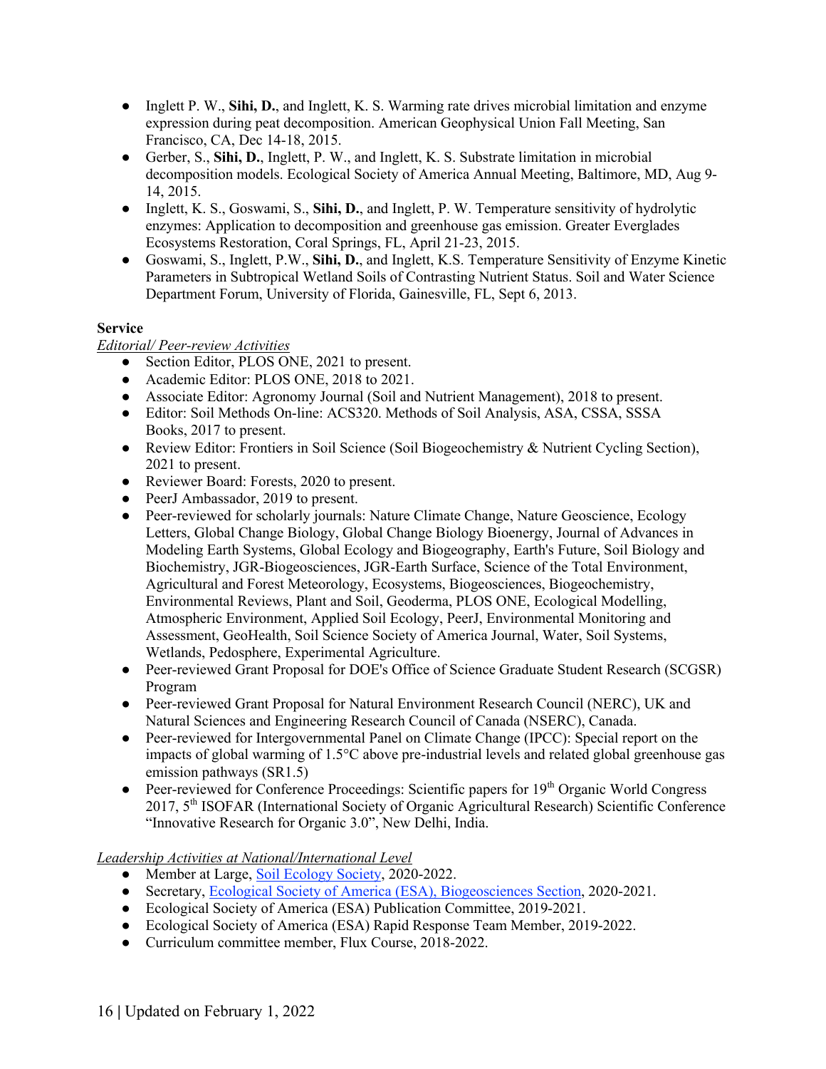- Inglett P. W., **Sihi, D.**, and Inglett, K. S. Warming rate drives microbial limitation and enzyme expression during peat decomposition. American Geophysical Union Fall Meeting, San Francisco, CA, Dec 14-18, 2015.
- Gerber, S., **Sihi, D.**, Inglett, P. W., and Inglett, K. S. Substrate limitation in microbial decomposition models. Ecological Society of America Annual Meeting, Baltimore, MD, Aug 9-14, 2015.
- Inglett, K. S., Goswami, S., **Sihi, D.**, and Inglett, P. W. Temperature sensitivity of hydrolytic enzymes: Application to decomposition and greenhouse gas emission. Greater Everglades Ecosystems Restoration, Coral Springs, FL, April 21-23, 2015.
- Goswami, S., Inglett, P.W., **Sihi, D.**, and Inglett, K.S. Temperature Sensitivity of Enzyme Kinetic Parameters in Subtropical Wetland Soils of Contrasting Nutrient Status. Soil and Water Science Department Forum, University of Florida, Gainesville, FL, Sept 6, 2013.

**Service**

*Editorial/ Peer-review Activities*

- Section Editor, PLOS ONE, 2021 to present.
- Academic Editor: PLOS ONE, 2018 to 2021.
- Associate Editor: Agronomy Journal (Soil and Nutrient Management), 2018 to present.
- Editor: Soil Methods On-line: ACS320. Methods of Soil Analysis, ASA, CSSA, SSSA Books, 2017 to present.
- Review Editor: Frontiers in Soil Science (Soil Biogeochemistry & Nutrient Cycling Section), 2021 to present.
- Reviewer Board: Forests, 2020 to present.
- PeerJ Ambassador, 2019 to present.
- Peer-reviewed for scholarly journals: Nature Climate Change, Nature Geoscience, Ecology Letters, Global Change Biology, Global Change Biology Bioenergy, Journal of Advances in Modeling Earth Systems, Global Ecology and Biogeography, Earth's Future, Soil Biology and Biochemistry, JGR-Biogeosciences, JGR-Earth Surface, Science of the Total Environment, Agricultural and Forest Meteorology, Ecosystems, Biogeosciences, Biogeochemistry, Environmental Reviews, Plant and Soil, Geoderma, PLOS ONE, Ecological Modelling, Atmospheric Environment, Applied Soil Ecology, PeerJ, Environmental Monitoring and Assessment, GeoHealth, Soil Science Society of America Journal, Water, Soil Systems, Wetlands, Pedosphere, Experimental Agriculture.
- Peer-reviewed Grant Proposal for DOE's Office of Science Graduate Student Research (SCGSR) Program
- Peer-reviewed Grant Proposal for Natural Environment Research Council (NERC), UK and Natural Sciences and Engineering Research Council of Canada (NSERC), Canada.
- Peer-reviewed for Intergovernmental Panel on Climate Change (IPCC): Special report on the impacts of global warming of 1.5°C above pre-industrial levels and related global greenhouse gas emission pathways (SR1.5)
- Peer-reviewed for Conference Proceedings: Scientific papers for 19th Organic World Congress 2017, 5th ISOFAR (International Society of Organic Agricultural Research) Scientific Conference "Innovative Research for Organic 3.0", New Delhi, India.

*Leadership Activities at National/International Level*

- Member at Large, Soil Ecology Society, 2020-2022.
- Secretary, Ecological Society of America (ESA), Biogeosciences Section, 2020-2021.
- Ecological Society of America (ESA) Publication Committee, 2019-2021.
- Ecological Society of America (ESA) Rapid Response Team Member, 2019-2022.
- Curriculum committee member, Flux Course, 2018-2022.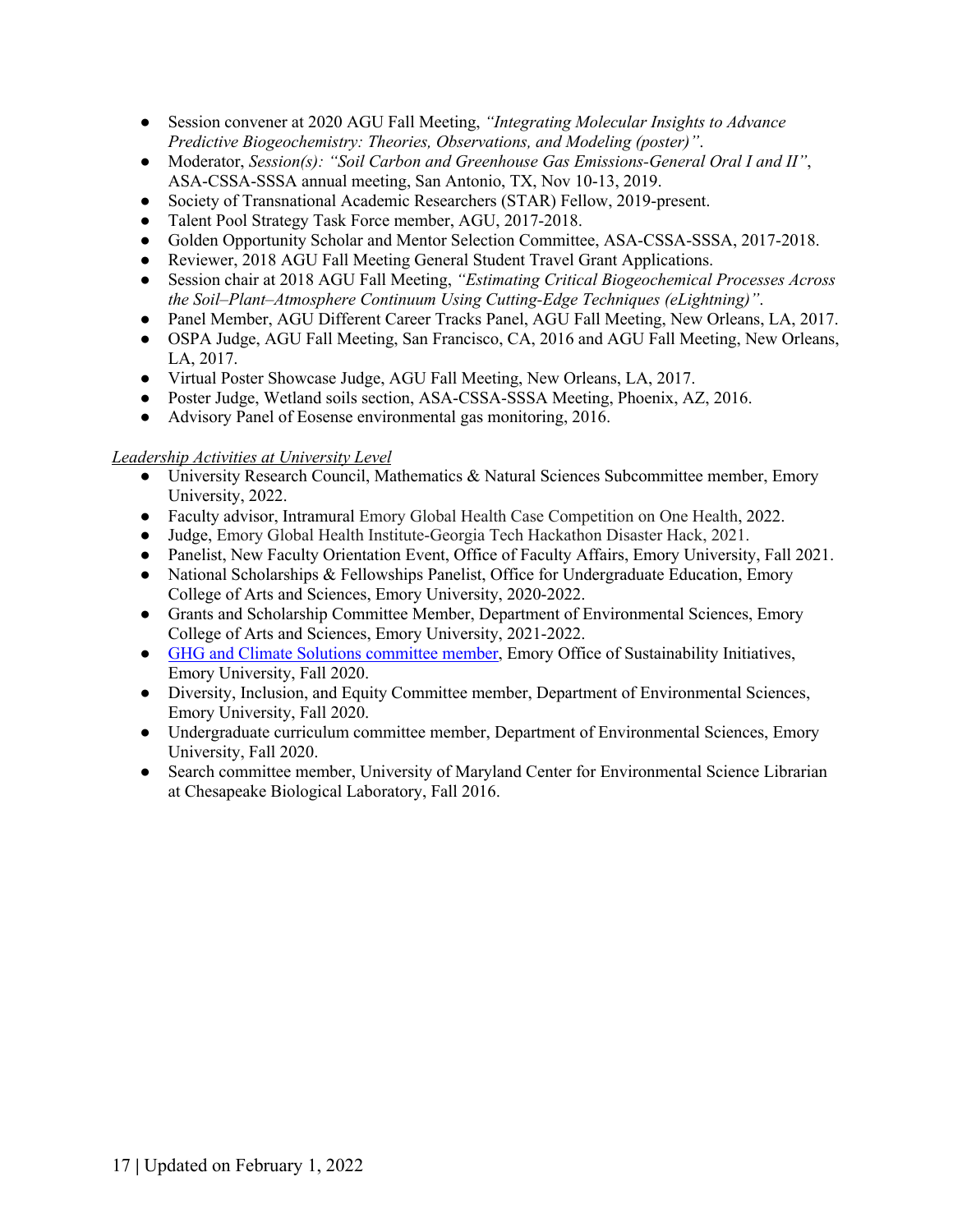- Session convener at 2020 AGU Fall Meeting, *"Integrating Molecular Insights to Advance Predictive Biogeochemistry: Theories, Observations, and Modeling (poster)"*.
- Moderator, *Session(s): "Soil Carbon and Greenhouse Gas Emissions-General Oral I and II"*, ASA-CSSA-SSSA annual meeting, San Antonio, TX, Nov 10-13, 2019.
- Society of Transnational Academic Researchers (STAR) Fellow, 2019-present.
- Talent Pool Strategy Task Force member, AGU, 2017-2018.
- Golden Opportunity Scholar and Mentor Selection Committee, ASA-CSSA-SSSA, 2017-2018.
- Reviewer, 2018 AGU Fall Meeting General Student Travel Grant Applications.
- Session chair at 2018 AGU Fall Meeting, *"Estimating Critical Biogeochemical Processes Across the Soil–Plant–Atmosphere Continuum Using Cutting-Edge Techniques (eLightning)"*.
- Panel Member, AGU Different Career Tracks Panel, AGU Fall Meeting, New Orleans, LA, 2017.
- OSPA Judge, AGU Fall Meeting, San Francisco, CA, 2016 and AGU Fall Meeting, New Orleans, LA, 2017.
- Virtual Poster Showcase Judge, AGU Fall Meeting, New Orleans, LA, 2017.
- Poster Judge, Wetland soils section, ASA-CSSA-SSSA Meeting, Phoenix, AZ, 2016.
- Advisory Panel of Eosense environmental gas monitoring, 2016.

*Leadership Activities at University Level*

- University Research Council, Mathematics & Natural Sciences Subcommittee member, Emory University, 2022.
- Faculty advisor, Intramural Emory Global Health Case Competition on One Health, 2022.
- Judge, Emory Global Health Institute-Georgia Tech Hackathon Disaster Hack, 2021.
- Panelist, New Faculty Orientation Event, Office of Faculty Affairs, Emory University, Fall 2021.
- National Scholarships & Fellowships Panelist, Office for Undergraduate Education, Emory College of Arts and Sciences, Emory University, 2020-2022.
- Grants and Scholarship Committee Member, Department of Environmental Sciences, Emory College of Arts and Sciences, Emory University, 2021-2022.
- GHG and Climate Solutions committee member, Emory Office of Sustainability Initiatives, Emory University, Fall 2020.
- Diversity, Inclusion, and Equity Committee member, Department of Environmental Sciences, Emory University, Fall 2020.
- Undergraduate curriculum committee member, Department of Environmental Sciences, Emory University, Fall 2020.
- Search committee member, University of Maryland Center for Environmental Science Librarian at Chesapeake Biological Laboratory, Fall 2016.